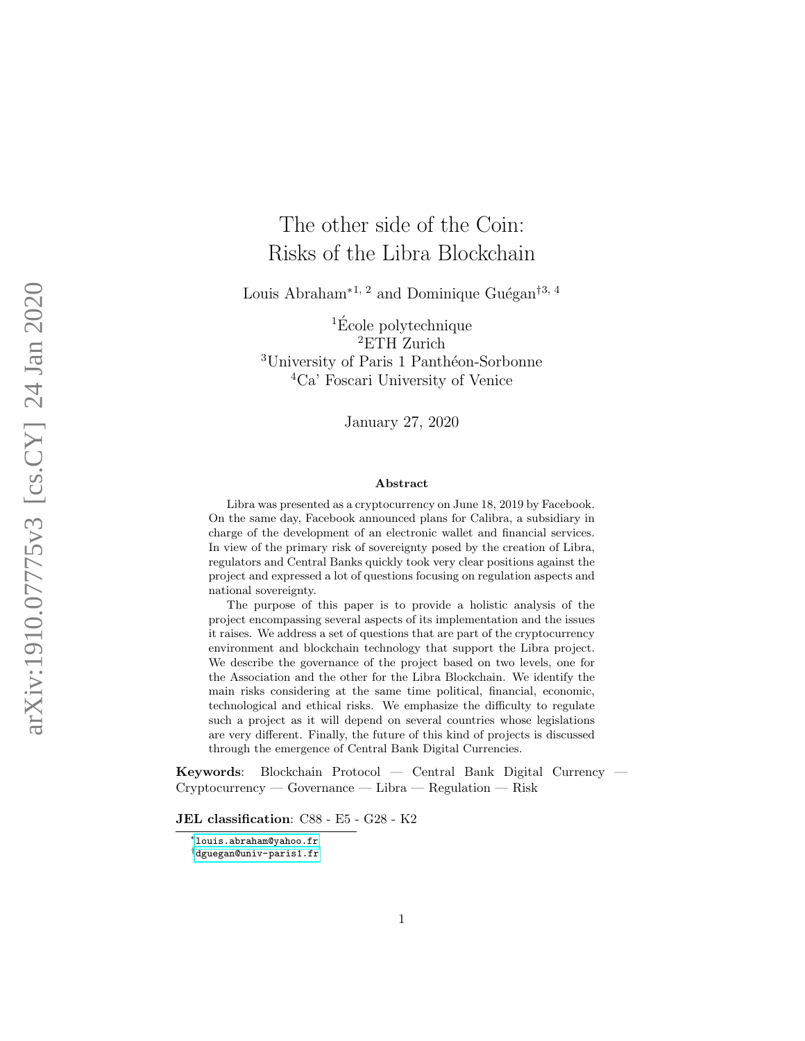# The other side of the Coin: Risks of the Libra Blockchain

Louis Abraham[*1, 2] and Dominique Guégan[†3, 4]

[1]École polytechnique
[2]ETH Zurich
[3]University of Paris 1 Panthéon-Sorbonne
[4]Ca' Foscari University of Venice

January 27, 2020

### Abstract

Libra was presented as a cryptocurrency on June 18, 2019 by Facebook. On the same day, Facebook announced plans for Calibra, a subsidiary in charge of the development of an electronic wallet and financial services. In view of the primary risk of sovereignty posed by the creation of Libra, regulators and Central Banks quickly took very clear positions against the project and expressed a lot of questions focusing on regulation aspects and national sovereignty.

The purpose of this paper is to provide a holistic analysis of the project encompassing several aspects of its implementation and the issues it raises. We address a set of questions that are part of the cryptocurrency environment and blockchain technology that support the Libra project. We describe the governance of the project based on two levels, one for the Association and the other for the Libra Blockchain. We identify the main risks considering at the same time political, financial, economic, technological and ethical risks. We emphasize the difficulty to regulate such a project as it will depend on several countries whose legislations are very different. Finally, the future of this kind of projects is discussed through the emergence of Central Bank Digital Currencies.

**Keywords**: Blockchain Protocol — Central Bank Digital Currency — Cryptocurrency — Governance — Libra — Regulation — Risk

**JEL classification**: C88 - E5 - G28 - K2

[*] louis.abraham@yahoo.fr
[†] dguegan@univ-paris1.fr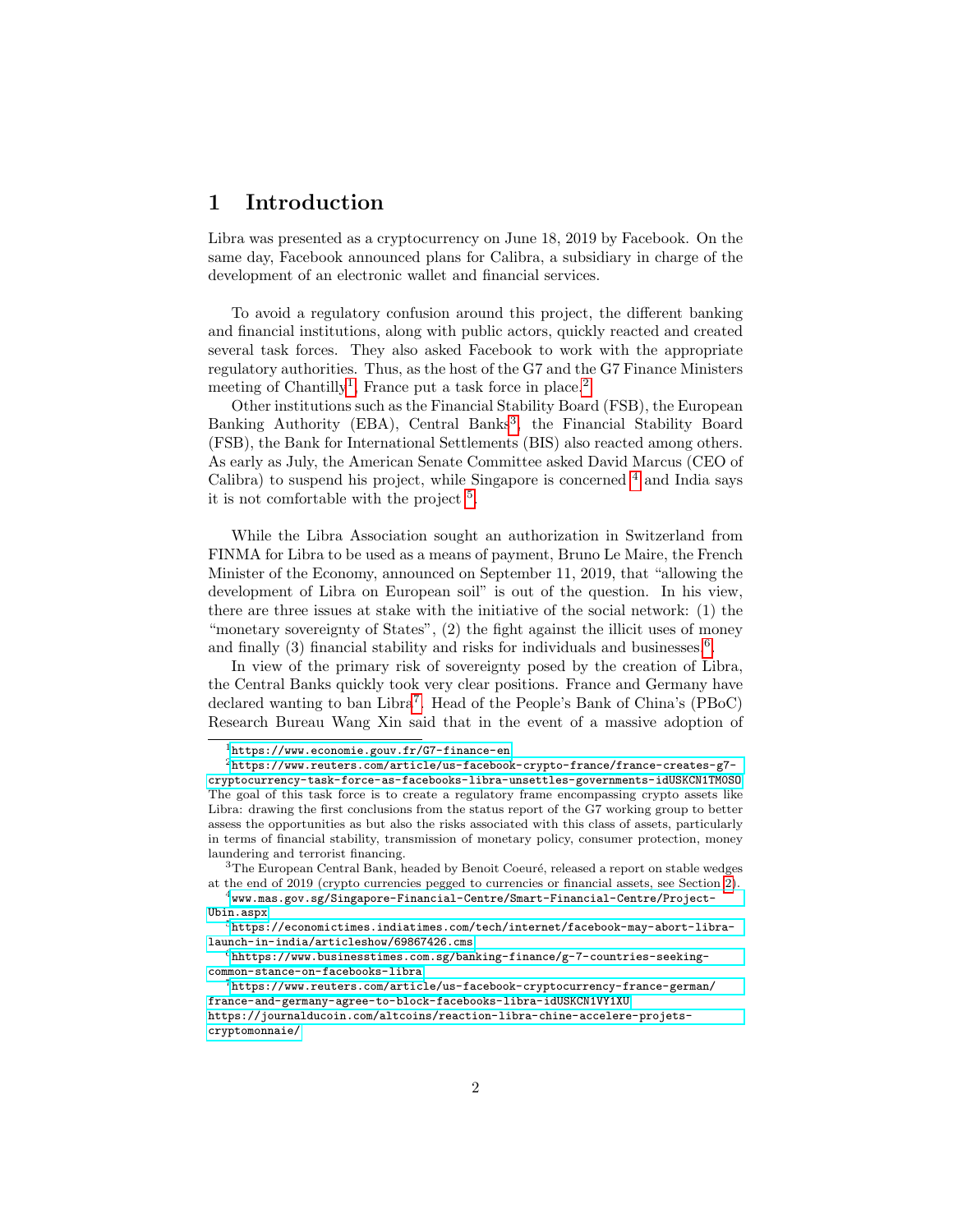# 1 Introduction

Libra was presented as a cryptocurrency on June 18, 2019 by Facebook. On the same day, Facebook announced plans for Calibra, a subsidiary in charge of the development of an electronic wallet and financial services.

To avoid a regulatory confusion around this project, the different banking and financial institutions, along with public actors, quickly reacted and created several task forces. They also asked Facebook to work with the appropriate regulatory authorities. Thus, as the host of the G7 and the G7 Finance Ministers meeting of Chantilly[1], France put a task force in place.[2]

Other institutions such as the Financial Stability Board (FSB), the European Banking Authority (EBA), Central Banks[3], the Financial Stability Board (FSB), the Bank for International Settlements (BIS) also reacted among others. As early as July, the American Senate Committee asked David Marcus (CEO of Calibra) to suspend his project, while Singapore is concerned [4] and India says it is not comfortable with the project [5].

While the Libra Association sought an authorization in Switzerland from FINMA for Libra to be used as a means of payment, Bruno Le Maire, the French Minister of the Economy, announced on September 11, 2019, that "allowing the development of Libra on European soil" is out of the question. In his view, there are three issues at stake with the initiative of the social network: (1) the "monetary sovereignty of States", (2) the fight against the illicit uses of money and finally (3) financial stability and risks for individuals and businesses [6].

In view of the primary risk of sovereignty posed by the creation of Libra, the Central Banks quickly took very clear positions. France and Germany have declared wanting to ban Libra[7]. Head of the People's Bank of China's (PBoC) Research Bureau Wang Xin said that in the event of a massive adoption of

---

[1] https://www.economie.gouv.fr/G7-finance-en

[2] https://www.reuters.com/article/us-facebook-crypto-france/france-creates-g7-cryptocurrency-task-force-as-facebooks-libra-unsettles-governments-idUSKCN1TM0SO The goal of this task force is to create a regulatory frame encompassing crypto assets like Libra: drawing the first conclusions from the status report of the G7 working group to better assess the opportunities as but also the risks associated with this class of assets, particularly in terms of financial stability, transmission of monetary policy, consumer protection, money laundering and terrorist financing.

[3] The European Central Bank, headed by Benoit Coeuré, released a report on stable wedges at the end of 2019 (crypto currencies pegged to currencies or financial assets, see Section 2).

[4] www.mas.gov.sg/Singapore-Financial-Centre/Smart-Financial-Centre/Project-Ubin.aspx

[5] https://economictimes.indiatimes.com/tech/internet/facebook-may-abort-libra-launch-in-india/articleshow/69867426.cms

[6] hhttps://www.businesstimes.com.sg/banking-finance/g-7-countries-seeking-common-stance-on-facebooks-libra

[7] https://www.reuters.com/article/us-facebook-cryptocurrency-france-german/france-and-germany-agree-to-block-facebooks-libra-idUSKCN1VY1XU https://journalducoin.com/altcoins/reaction-libra-chine-accelere-projets-cryptomonnaie/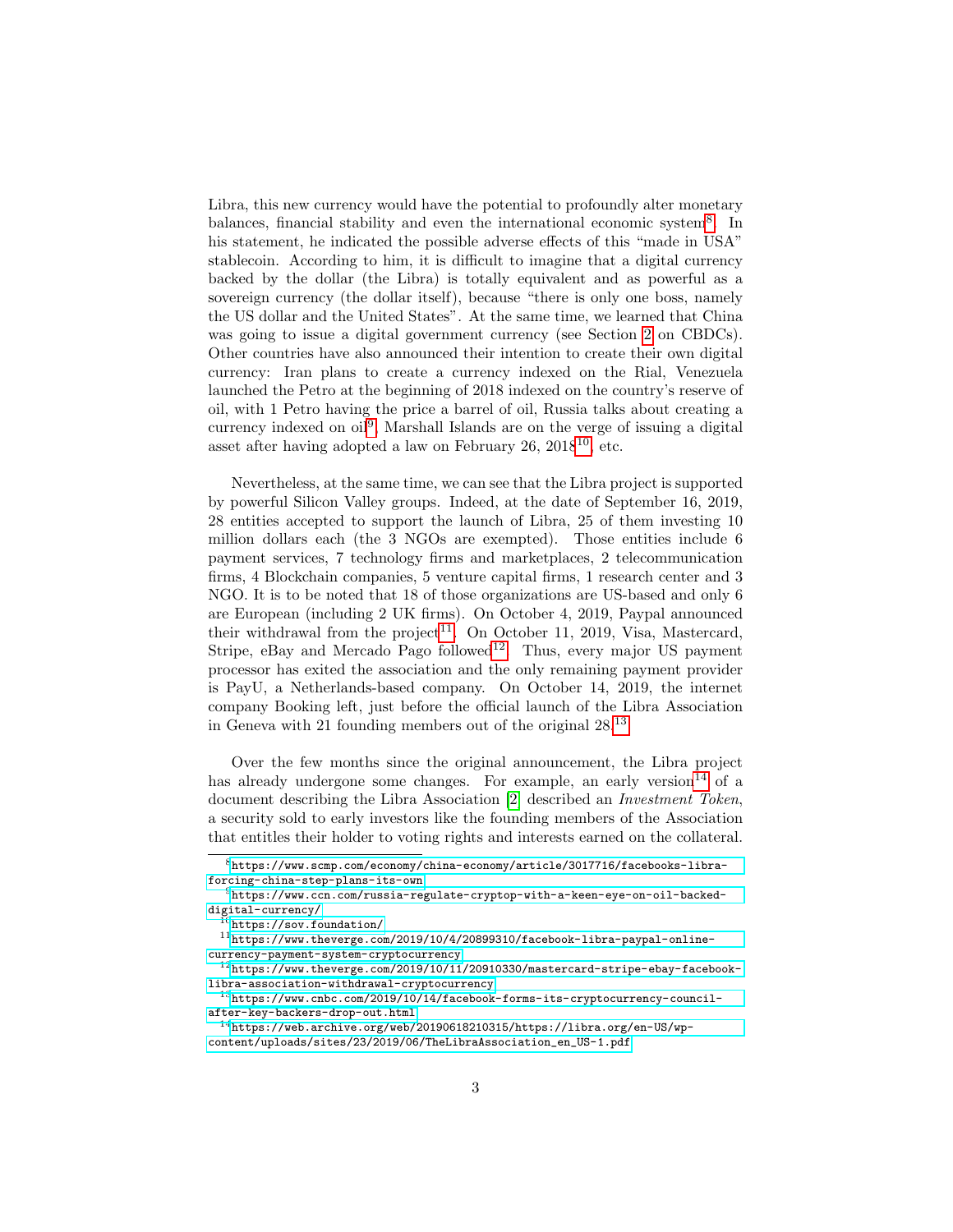Libra, this new currency would have the potential to profoundly alter monetary balances, financial stability and even the international economic system[8]. In his statement, he indicated the possible adverse effects of this "made in USA" stablecoin. According to him, it is difficult to imagine that a digital currency backed by the dollar (the Libra) is totally equivalent and as powerful as a sovereign currency (the dollar itself), because "there is only one boss, namely the US dollar and the United States". At the same time, we learned that China was going to issue a digital government currency (see Section 2 on CBDCs). Other countries have also announced their intention to create their own digital currency: Iran plans to create a currency indexed on the Rial, Venezuela launched the Petro at the beginning of 2018 indexed on the country's reserve of oil, with 1 Petro having the price a barrel of oil, Russia talks about creating a currency indexed on oil[9]. Marshall Islands are on the verge of issuing a digital asset after having adopted a law on February 26, 2018[10], etc.

Nevertheless, at the same time, we can see that the Libra project is supported by powerful Silicon Valley groups. Indeed, at the date of September 16, 2019, 28 entities accepted to support the launch of Libra, 25 of them investing 10 million dollars each (the 3 NGOs are exempted). Those entities include 6 payment services, 7 technology firms and marketplaces, 2 telecommunication firms, 4 Blockchain companies, 5 venture capital firms, 1 research center and 3 NGO. It is to be noted that 18 of those organizations are US-based and only 6 are European (including 2 UK firms). On October 4, 2019, Paypal announced their withdrawal from the project[11]. On October 11, 2019, Visa, Mastercard, Stripe, eBay and Mercado Pago followed[12]. Thus, every major US payment processor has exited the association and the only remaining payment provider is PayU, a Netherlands-based company. On October 14, 2019, the internet company Booking left, just before the official launch of the Libra Association in Geneva with 21 founding members out of the original 28.[13]

Over the few months since the original announcement, the Libra project has already undergone some changes. For example, an early version[14] of a document describing the Libra Association [2] described an *Investment Token*, a security sold to early investors like the founding members of the Association that entitles their holder to voting rights and interests earned on the collateral.

---

[8] https://www.scmp.com/economy/china-economy/article/3017716/facebooks-libra-forcing-china-step-plans-its-own

[9] https://www.ccn.com/russia-regulate-cryptop-with-a-keen-eye-on-oil-backed-digital-currency/

[10] https://sov.foundation/

[11] https://www.theverge.com/2019/10/4/20899310/facebook-libra-paypal-online-currency-payment-system-cryptocurrency

[12] https://www.theverge.com/2019/10/11/20910330/mastercard-stripe-ebay-facebook-libra-association-withdrawal-cryptocurrency

[13] https://www.cnbc.com/2019/10/14/facebook-forms-its-cryptocurrency-council-after-key-backers-drop-out.html

[14] https://web.archive.org/web/20190618210315/https://libra.org/en-US/wp-content/uploads/sites/23/2019/06/TheLibraAssociation_en_US-1.pdf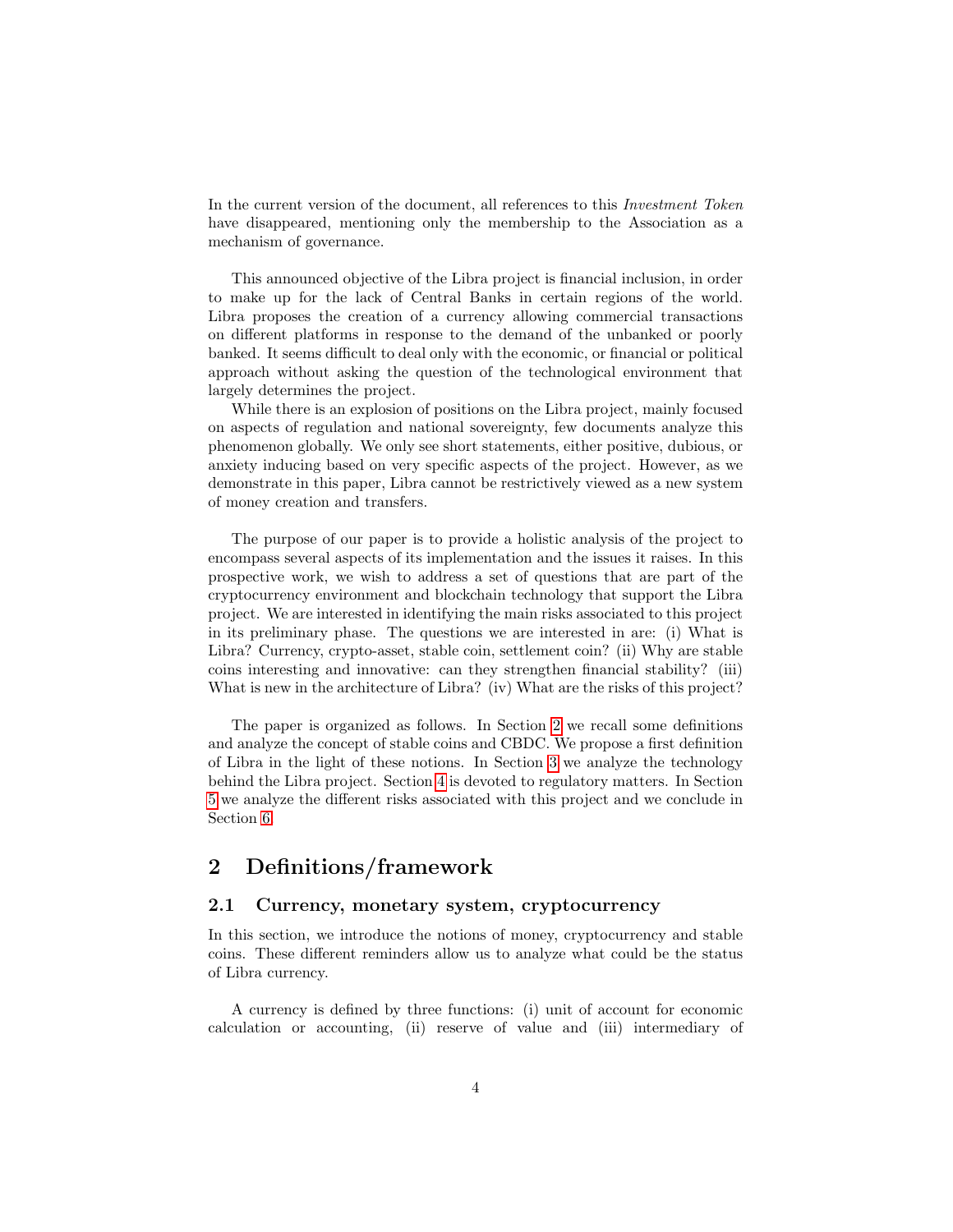In the current version of the document, all references to this *Investment Token* have disappeared, mentioning only the membership to the Association as a mechanism of governance.

This announced objective of the Libra project is financial inclusion, in order to make up for the lack of Central Banks in certain regions of the world. Libra proposes the creation of a currency allowing commercial transactions on different platforms in response to the demand of the unbanked or poorly banked. It seems difficult to deal only with the economic, or financial or political approach without asking the question of the technological environment that largely determines the project.

While there is an explosion of positions on the Libra project, mainly focused on aspects of regulation and national sovereignty, few documents analyze this phenomenon globally. We only see short statements, either positive, dubious, or anxiety inducing based on very specific aspects of the project. However, as we demonstrate in this paper, Libra cannot be restrictively viewed as a new system of money creation and transfers.

The purpose of our paper is to provide a holistic analysis of the project to encompass several aspects of its implementation and the issues it raises. In this prospective work, we wish to address a set of questions that are part of the cryptocurrency environment and blockchain technology that support the Libra project. We are interested in identifying the main risks associated to this project in its preliminary phase. The questions we are interested in are: (i) What is Libra? Currency, crypto-asset, stable coin, settlement coin? (ii) Why are stable coins interesting and innovative: can they strengthen financial stability? (iii) What is new in the architecture of Libra? (iv) What are the risks of this project?

The paper is organized as follows. In Section 2 we recall some definitions and analyze the concept of stable coins and CBDC. We propose a first definition of Libra in the light of these notions. In Section 3 we analyze the technology behind the Libra project. Section 4 is devoted to regulatory matters. In Section 5 we analyze the different risks associated with this project and we conclude in Section 6.

## 2 Definitions/framework

### 2.1 Currency, monetary system, cryptocurrency

In this section, we introduce the notions of money, cryptocurrency and stable coins. These different reminders allow us to analyze what could be the status of Libra currency.

A currency is defined by three functions: (i) unit of account for economic calculation or accounting, (ii) reserve of value and (iii) intermediary of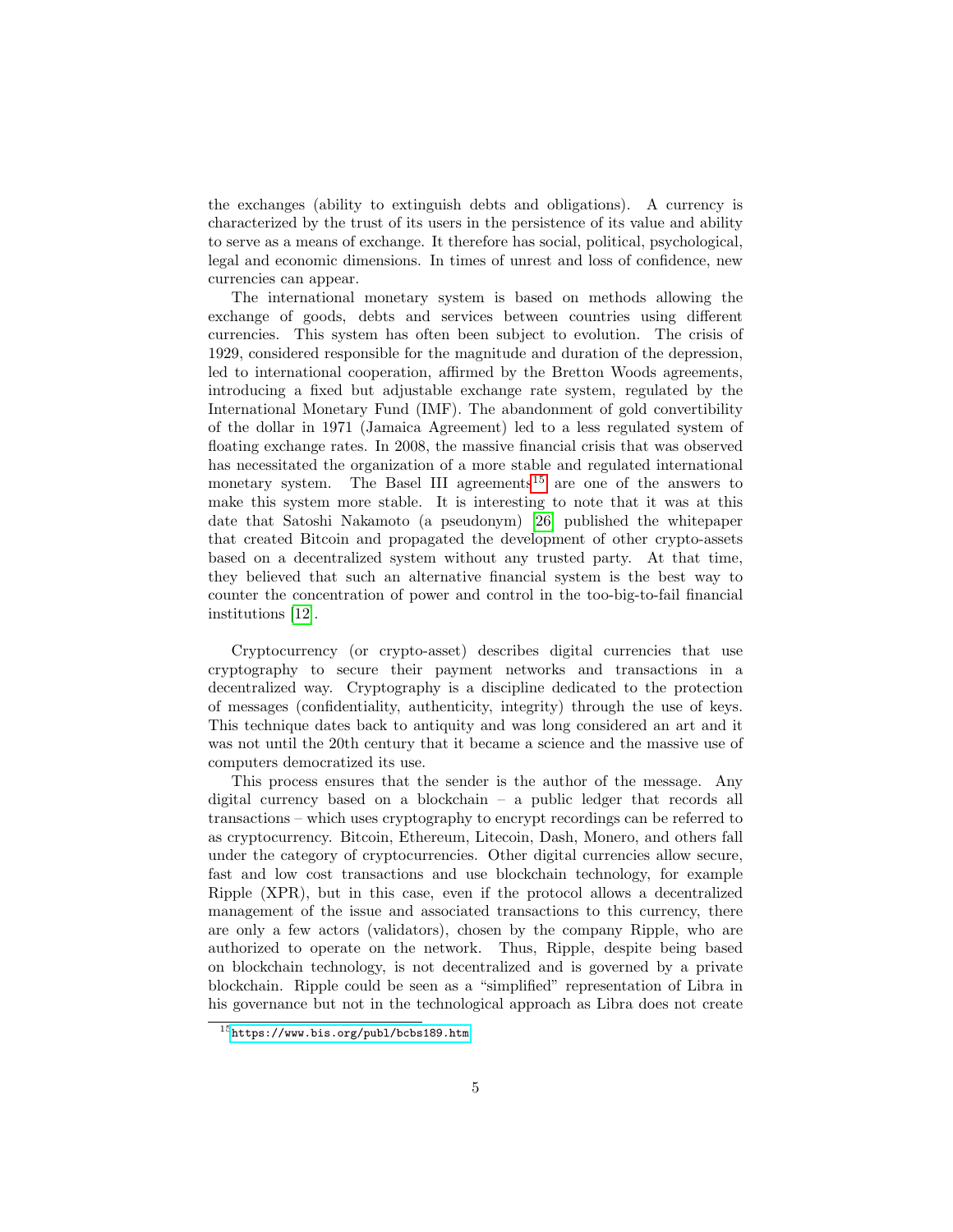the exchanges (ability to extinguish debts and obligations). A currency is characterized by the trust of its users in the persistence of its value and ability to serve as a means of exchange. It therefore has social, political, psychological, legal and economic dimensions. In times of unrest and loss of confidence, new currencies can appear.

The international monetary system is based on methods allowing the exchange of goods, debts and services between countries using different currencies. This system has often been subject to evolution. The crisis of 1929, considered responsible for the magnitude and duration of the depression, led to international cooperation, affirmed by the Bretton Woods agreements, introducing a fixed but adjustable exchange rate system, regulated by the International Monetary Fund (IMF). The abandonment of gold convertibility of the dollar in 1971 (Jamaica Agreement) led to a less regulated system of floating exchange rates. In 2008, the massive financial crisis that was observed has necessitated the organization of a more stable and regulated international monetary system. The Basel III agreements[15] are one of the answers to make this system more stable. It is interesting to note that it was at this date that Satoshi Nakamoto (a pseudonym) [26] published the whitepaper that created Bitcoin and propagated the development of other crypto-assets based on a decentralized system without any trusted party. At that time, they believed that such an alternative financial system is the best way to counter the concentration of power and control in the too-big-to-fail financial institutions [12].

Cryptocurrency (or crypto-asset) describes digital currencies that use cryptography to secure their payment networks and transactions in a decentralized way. Cryptography is a discipline dedicated to the protection of messages (confidentiality, authenticity, integrity) through the use of keys. This technique dates back to antiquity and was long considered an art and it was not until the 20th century that it became a science and the massive use of computers democratized its use.

This process ensures that the sender is the author of the message. Any digital currency based on a blockchain – a public ledger that records all transactions – which uses cryptography to encrypt recordings can be referred to as cryptocurrency. Bitcoin, Ethereum, Litecoin, Dash, Monero, and others fall under the category of cryptocurrencies. Other digital currencies allow secure, fast and low cost transactions and use blockchain technology, for example Ripple (XPR), but in this case, even if the protocol allows a decentralized management of the issue and associated transactions to this currency, there are only a few actors (validators), chosen by the company Ripple, who are authorized to operate on the network. Thus, Ripple, despite being based on blockchain technology, is not decentralized and is governed by a private blockchain. Ripple could be seen as a "simplified" representation of Libra in his governance but not in the technological approach as Libra does not create

[15] https://www.bis.org/publ/bcbs189.htm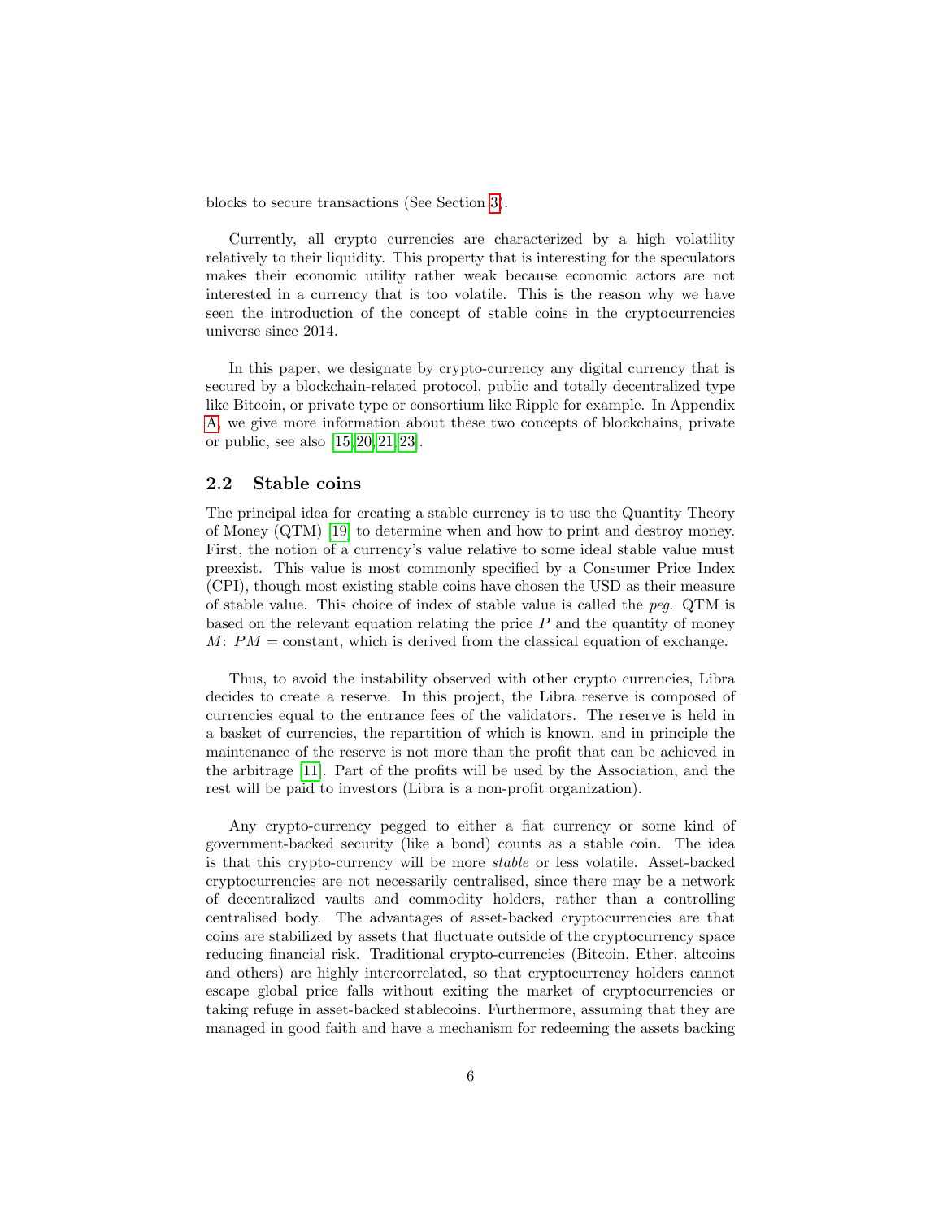blocks to secure transactions (See Section 3).

Currently, all crypto currencies are characterized by a high volatility relatively to their liquidity. This property that is interesting for the speculators makes their economic utility rather weak because economic actors are not interested in a currency that is too volatile. This is the reason why we have seen the introduction of the concept of stable coins in the cryptocurrencies universe since 2014.

In this paper, we designate by crypto-currency any digital currency that is secured by a blockchain-related protocol, public and totally decentralized type like Bitcoin, or private type or consortium like Ripple for example. In Appendix A, we give more information about these two concepts of blockchains, private or public, see also [15, 20, 21, 23].

## 2.2 Stable coins

The principal idea for creating a stable currency is to use the Quantity Theory of Money (QTM) [19] to determine when and how to print and destroy money. First, the notion of a currency's value relative to some ideal stable value must preexist. This value is most commonly specified by a Consumer Price Index (CPI), though most existing stable coins have chosen the USD as their measure of stable value. This choice of index of stable value is called the *peg*. QTM is based on the relevant equation relating the price $P$ and the quantity of money $M$: $PM = \text{constant}$, which is derived from the classical equation of exchange.

Thus, to avoid the instability observed with other crypto currencies, Libra decides to create a reserve. In this project, the Libra reserve is composed of currencies equal to the entrance fees of the validators. The reserve is held in a basket of currencies, the repartition of which is known, and in principle the maintenance of the reserve is not more than the profit that can be achieved in the arbitrage [11]. Part of the profits will be used by the Association, and the rest will be paid to investors (Libra is a non-profit organization).

Any crypto-currency pegged to either a fiat currency or some kind of government-backed security (like a bond) counts as a stable coin. The idea is that this crypto-currency will be more *stable* or less volatile. Asset-backed cryptocurrencies are not necessarily centralised, since there may be a network of decentralized vaults and commodity holders, rather than a controlling centralised body. The advantages of asset-backed cryptocurrencies are that coins are stabilized by assets that fluctuate outside of the cryptocurrency space reducing financial risk. Traditional crypto-currencies (Bitcoin, Ether, altcoins and others) are highly intercorrelated, so that cryptocurrency holders cannot escape global price falls without exiting the market of cryptocurrencies or taking refuge in asset-backed stablecoins. Furthermore, assuming that they are managed in good faith and have a mechanism for redeeming the assets backing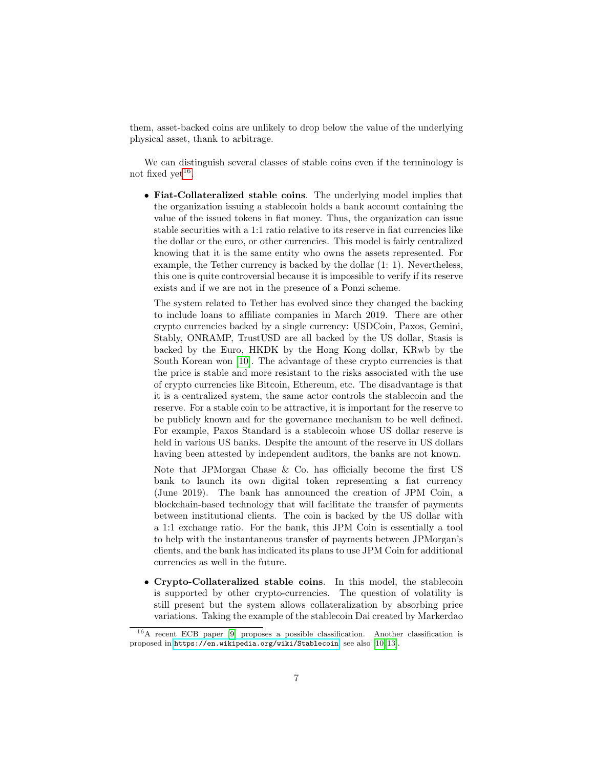them, asset-backed coins are unlikely to drop below the value of the underlying physical asset, thank to arbitrage.

We can distinguish several classes of stable coins even if the terminology is not fixed yet[16].

- **Fiat-Collateralized stable coins**. The underlying model implies that the organization issuing a stablecoin holds a bank account containing the value of the issued tokens in fiat money. Thus, the organization can issue stable securities with a 1:1 ratio relative to its reserve in fiat currencies like the dollar or the euro, or other currencies. This model is fairly centralized knowing that it is the same entity who owns the assets represented. For example, the Tether currency is backed by the dollar (1: 1). Nevertheless, this one is quite controversial because it is impossible to verify if its reserve exists and if we are not in the presence of a Ponzi scheme.

  The system related to Tether has evolved since they changed the backing to include loans to affiliate companies in March 2019. There are other crypto currencies backed by a single currency: USDCoin, Paxos, Gemini, Stably, ONRAMP, TrustUSD are all backed by the US dollar, Stasis is backed by the Euro, HKDK by the Hong Kong dollar, KRwb by the South Korean won [10]. The advantage of these crypto currencies is that the price is stable and more resistant to the risks associated with the use of crypto currencies like Bitcoin, Ethereum, etc. The disadvantage is that it is a centralized system, the same actor controls the stablecoin and the reserve. For a stable coin to be attractive, it is important for the reserve to be publicly known and for the governance mechanism to be well defined. For example, Paxos Standard is a stablecoin whose US dollar reserve is held in various US banks. Despite the amount of the reserve in US dollars having been attested by independent auditors, the banks are not known.

  Note that JPMorgan Chase & Co. has officially become the first US bank to launch its own digital token representing a fiat currency (June 2019). The bank has announced the creation of JPM Coin, a blockchain-based technology that will facilitate the transfer of payments between institutional clients. The coin is backed by the US dollar with a 1:1 exchange ratio. For the bank, this JPM Coin is essentially a tool to help with the instantaneous transfer of payments between JPMorgan's clients, and the bank has indicated its plans to use JPM Coin for additional currencies as well in the future.

- **Crypto-Collateralized stable coins**. In this model, the stablecoin is supported by other crypto-currencies. The question of volatility is still present but the system allows collateralization by absorbing price variations. Taking the example of the stablecoin Dai created by Markerdao

[16] A recent ECB paper [9] proposes a possible classification. Another classification is proposed in https://en.wikipedia.org/wiki/Stablecoin, see also [10, 13].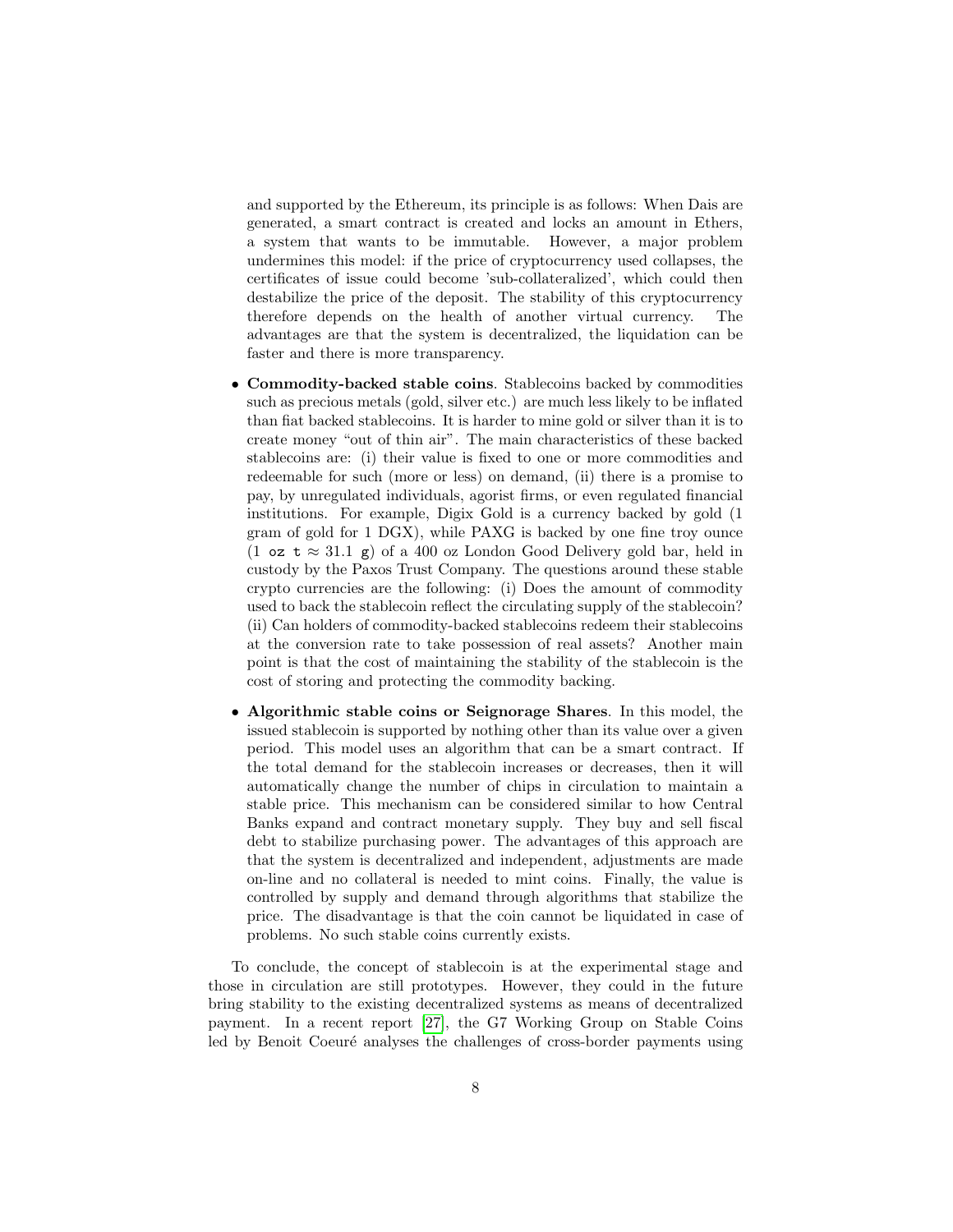and supported by the Ethereum, its principle is as follows: When Dais are generated, a smart contract is created and locks an amount in Ethers, a system that wants to be immutable. However, a major problem undermines this model: if the price of cryptocurrency used collapses, the certificates of issue could become 'sub-collateralized', which could then destabilize the price of the deposit. The stability of this cryptocurrency therefore depends on the health of another virtual currency. The advantages are that the system is decentralized, the liquidation can be faster and there is more transparency.

- **Commodity-backed stable coins**. Stablecoins backed by commodities such as precious metals (gold, silver etc.) are much less likely to be inflated than fiat backed stablecoins. It is harder to mine gold or silver than it is to create money "out of thin air". The main characteristics of these backed stablecoins are: (i) their value is fixed to one or more commodities and redeemable for such (more or less) on demand, (ii) there is a promise to pay, by unregulated individuals, agorist firms, or even regulated financial institutions. For example, Digix Gold is a currency backed by gold (1 gram of gold for 1 DGX), while PAXG is backed by one fine troy ounce (1 `oz t` $\approx$ 31.1 `g`) of a 400 oz London Good Delivery gold bar, held in custody by the Paxos Trust Company. The questions around these stable crypto currencies are the following: (i) Does the amount of commodity used to back the stablecoin reflect the circulating supply of the stablecoin? (ii) Can holders of commodity-backed stablecoins redeem their stablecoins at the conversion rate to take possession of real assets? Another main point is that the cost of maintaining the stability of the stablecoin is the cost of storing and protecting the commodity backing.

- **Algorithmic stable coins or Seignorage Shares**. In this model, the issued stablecoin is supported by nothing other than its value over a given period. This model uses an algorithm that can be a smart contract. If the total demand for the stablecoin increases or decreases, then it will automatically change the number of chips in circulation to maintain a stable price. This mechanism can be considered similar to how Central Banks expand and contract monetary supply. They buy and sell fiscal debt to stabilize purchasing power. The advantages of this approach are that the system is decentralized and independent, adjustments are made on-line and no collateral is needed to mint coins. Finally, the value is controlled by supply and demand through algorithms that stabilize the price. The disadvantage is that the coin cannot be liquidated in case of problems. No such stable coins currently exists.

To conclude, the concept of stablecoin is at the experimental stage and those in circulation are still prototypes. However, they could in the future bring stability to the existing decentralized systems as means of decentralized payment. In a recent report [27], the G7 Working Group on Stable Coins led by Benoit Coeuré analyses the challenges of cross-border payments using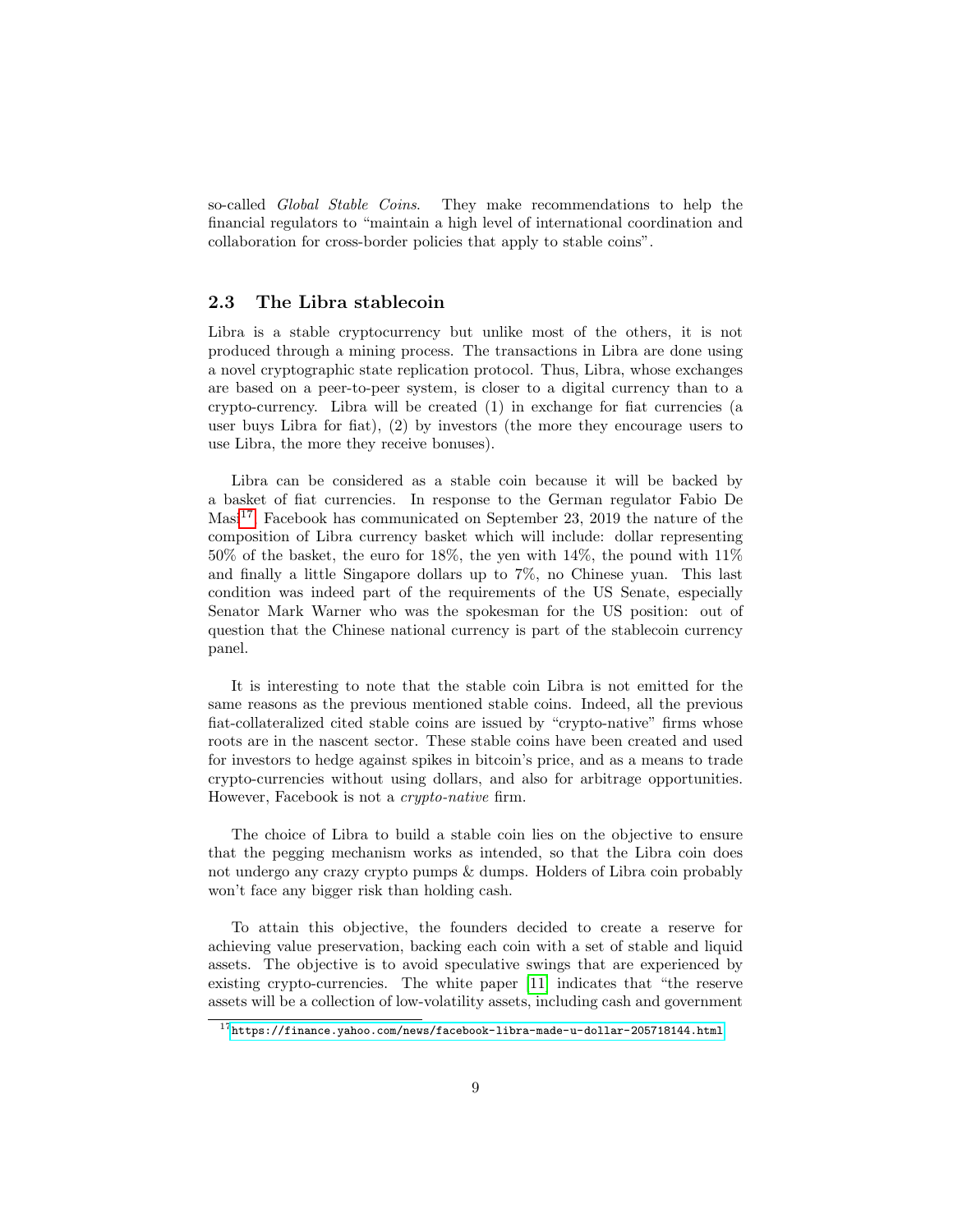so-called *Global Stable Coins*. They make recommendations to help the financial regulators to "maintain a high level of international coordination and collaboration for cross-border policies that apply to stable coins".

### 2.3 The Libra stablecoin

Libra is a stable cryptocurrency but unlike most of the others, it is not produced through a mining process. The transactions in Libra are done using a novel cryptographic state replication protocol. Thus, Libra, whose exchanges are based on a peer-to-peer system, is closer to a digital currency than to a crypto-currency. Libra will be created (1) in exchange for fiat currencies (a user buys Libra for fiat), (2) by investors (the more they encourage users to use Libra, the more they receive bonuses).

Libra can be considered as a stable coin because it will be backed by a basket of fiat currencies. In response to the German regulator Fabio De Masi[17], Facebook has communicated on September 23, 2019 the nature of the composition of Libra currency basket which will include: dollar representing 50% of the basket, the euro for 18%, the yen with 14%, the pound with 11% and finally a little Singapore dollars up to 7%, no Chinese yuan. This last condition was indeed part of the requirements of the US Senate, especially Senator Mark Warner who was the spokesman for the US position: out of question that the Chinese national currency is part of the stablecoin currency panel.

It is interesting to note that the stable coin Libra is not emitted for the same reasons as the previous mentioned stable coins. Indeed, all the previous fiat-collateralized cited stable coins are issued by "crypto-native" firms whose roots are in the nascent sector. These stable coins have been created and used for investors to hedge against spikes in bitcoin's price, and as a means to trade crypto-currencies without using dollars, and also for arbitrage opportunities. However, Facebook is not a *crypto-native* firm.

The choice of Libra to build a stable coin lies on the objective to ensure that the pegging mechanism works as intended, so that the Libra coin does not undergo any crazy crypto pumps & dumps. Holders of Libra coin probably won't face any bigger risk than holding cash.

To attain this objective, the founders decided to create a reserve for achieving value preservation, backing each coin with a set of stable and liquid assets. The objective is to avoid speculative swings that are experienced by existing crypto-currencies. The white paper [11] indicates that "the reserve assets will be a collection of low-volatility assets, including cash and government

[17] https://finance.yahoo.com/news/facebook-libra-made-u-dollar-205718144.html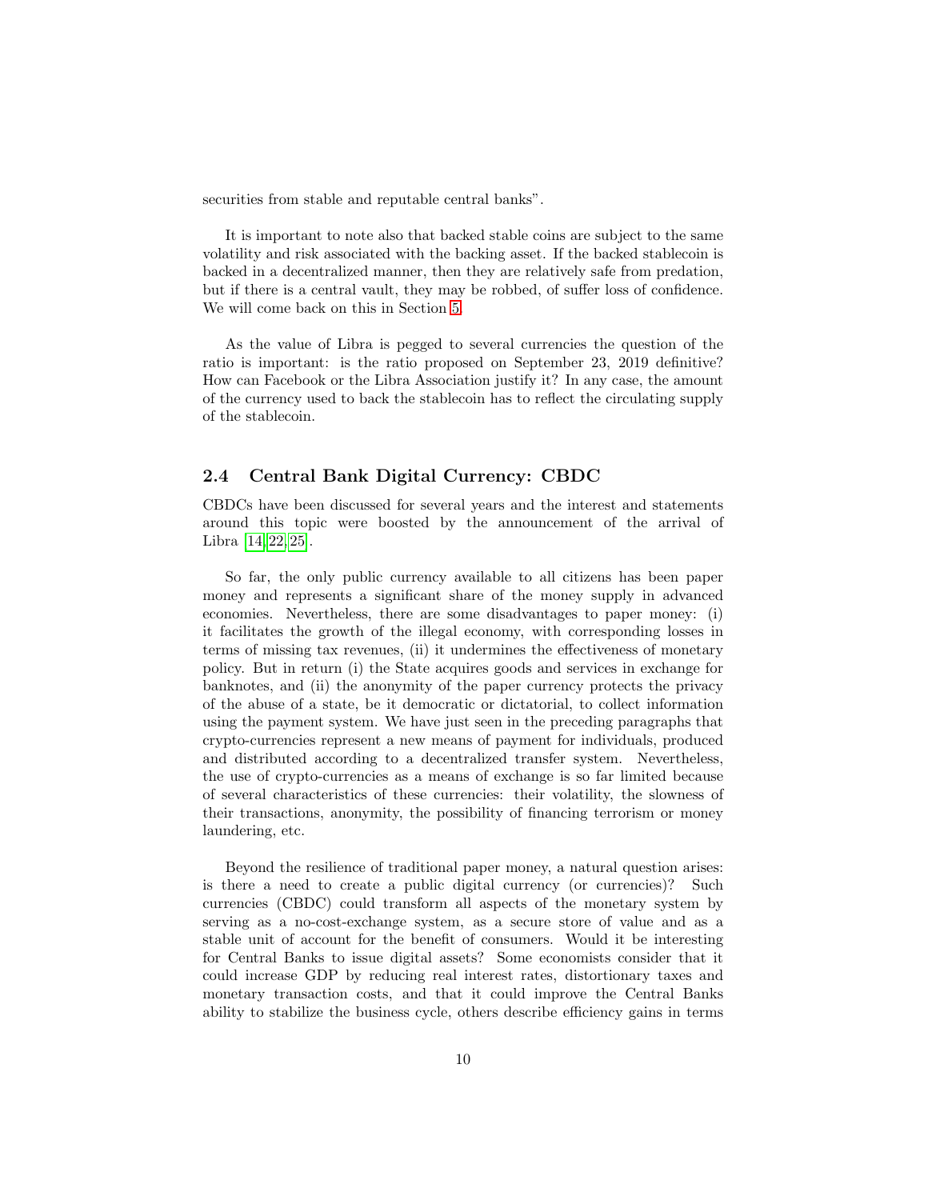securities from stable and reputable central banks".

It is important to note also that backed stable coins are subject to the same volatility and risk associated with the backing asset. If the backed stablecoin is backed in a decentralized manner, then they are relatively safe from predation, but if there is a central vault, they may be robbed, of suffer loss of confidence. We will come back on this in Section 5.

As the value of Libra is pegged to several currencies the question of the ratio is important: is the ratio proposed on September 23, 2019 definitive? How can Facebook or the Libra Association justify it? In any case, the amount of the currency used to back the stablecoin has to reflect the circulating supply of the stablecoin.

### 2.4 Central Bank Digital Currency: CBDC

CBDCs have been discussed for several years and the interest and statements around this topic were boosted by the announcement of the arrival of Libra [14, 22, 25].

So far, the only public currency available to all citizens has been paper money and represents a significant share of the money supply in advanced economies. Nevertheless, there are some disadvantages to paper money: (i) it facilitates the growth of the illegal economy, with corresponding losses in terms of missing tax revenues, (ii) it undermines the effectiveness of monetary policy. But in return (i) the State acquires goods and services in exchange for banknotes, and (ii) the anonymity of the paper currency protects the privacy of the abuse of a state, be it democratic or dictatorial, to collect information using the payment system. We have just seen in the preceding paragraphs that crypto-currencies represent a new means of payment for individuals, produced and distributed according to a decentralized transfer system. Nevertheless, the use of crypto-currencies as a means of exchange is so far limited because of several characteristics of these currencies: their volatility, the slowness of their transactions, anonymity, the possibility of financing terrorism or money laundering, etc.

Beyond the resilience of traditional paper money, a natural question arises: is there a need to create a public digital currency (or currencies)? Such currencies (CBDC) could transform all aspects of the monetary system by serving as a no-cost-exchange system, as a secure store of value and as a stable unit of account for the benefit of consumers. Would it be interesting for Central Banks to issue digital assets? Some economists consider that it could increase GDP by reducing real interest rates, distortionary taxes and monetary transaction costs, and that it could improve the Central Banks ability to stabilize the business cycle, others describe efficiency gains in terms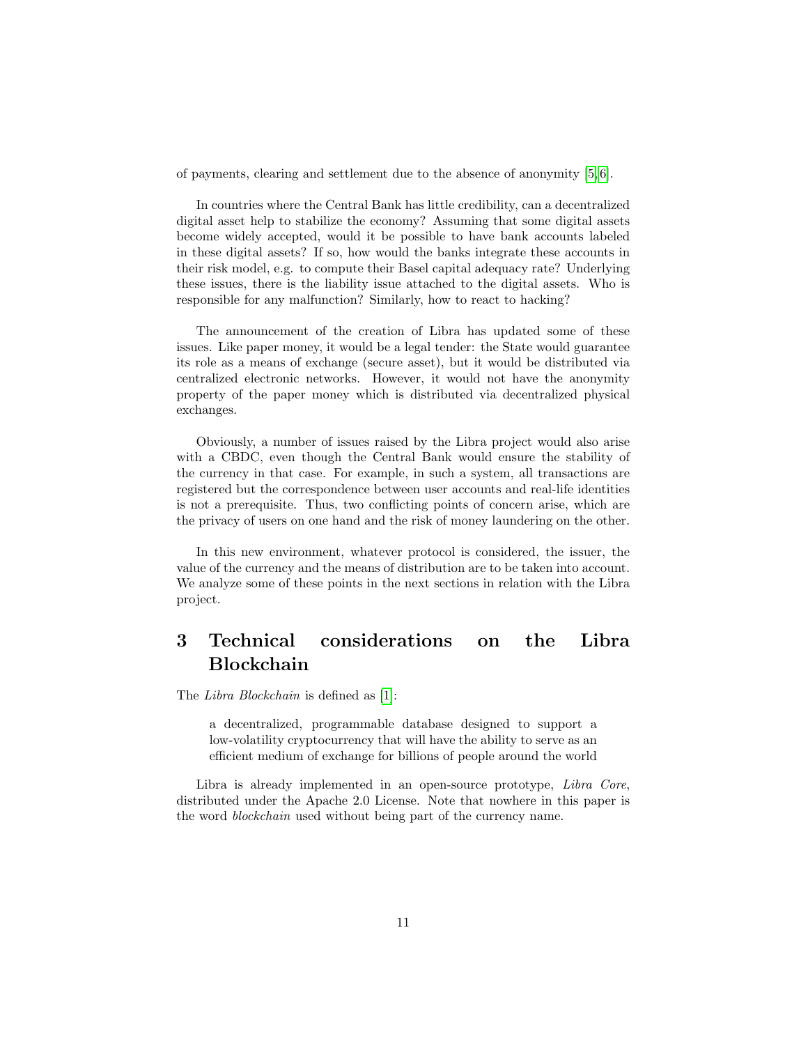of payments, clearing and settlement due to the absence of anonymity [5, 6].

In countries where the Central Bank has little credibility, can a decentralized digital asset help to stabilize the economy? Assuming that some digital assets become widely accepted, would it be possible to have bank accounts labeled in these digital assets? If so, how would the banks integrate these accounts in their risk model, e.g. to compute their Basel capital adequacy rate? Underlying these issues, there is the liability issue attached to the digital assets. Who is responsible for any malfunction? Similarly, how to react to hacking?

The announcement of the creation of Libra has updated some of these issues. Like paper money, it would be a legal tender: the State would guarantee its role as a means of exchange (secure asset), but it would be distributed via centralized electronic networks. However, it would not have the anonymity property of the paper money which is distributed via decentralized physical exchanges.

Obviously, a number of issues raised by the Libra project would also arise with a CBDC, even though the Central Bank would ensure the stability of the currency in that case. For example, in such a system, all transactions are registered but the correspondence between user accounts and real-life identities is not a prerequisite. Thus, two conflicting points of concern arise, which are the privacy of users on one hand and the risk of money laundering on the other.

In this new environment, whatever protocol is considered, the issuer, the value of the currency and the means of distribution are to be taken into account. We analyze some of these points in the next sections in relation with the Libra project.

# 3 Technical considerations on the Libra Blockchain

The *Libra Blockchain* is defined as [1]:

> a decentralized, programmable database designed to support a low-volatility cryptocurrency that will have the ability to serve as an efficient medium of exchange for billions of people around the world

Libra is already implemented in an open-source prototype, *Libra Core*, distributed under the Apache 2.0 License. Note that nowhere in this paper is the word *blockchain* used without being part of the currency name.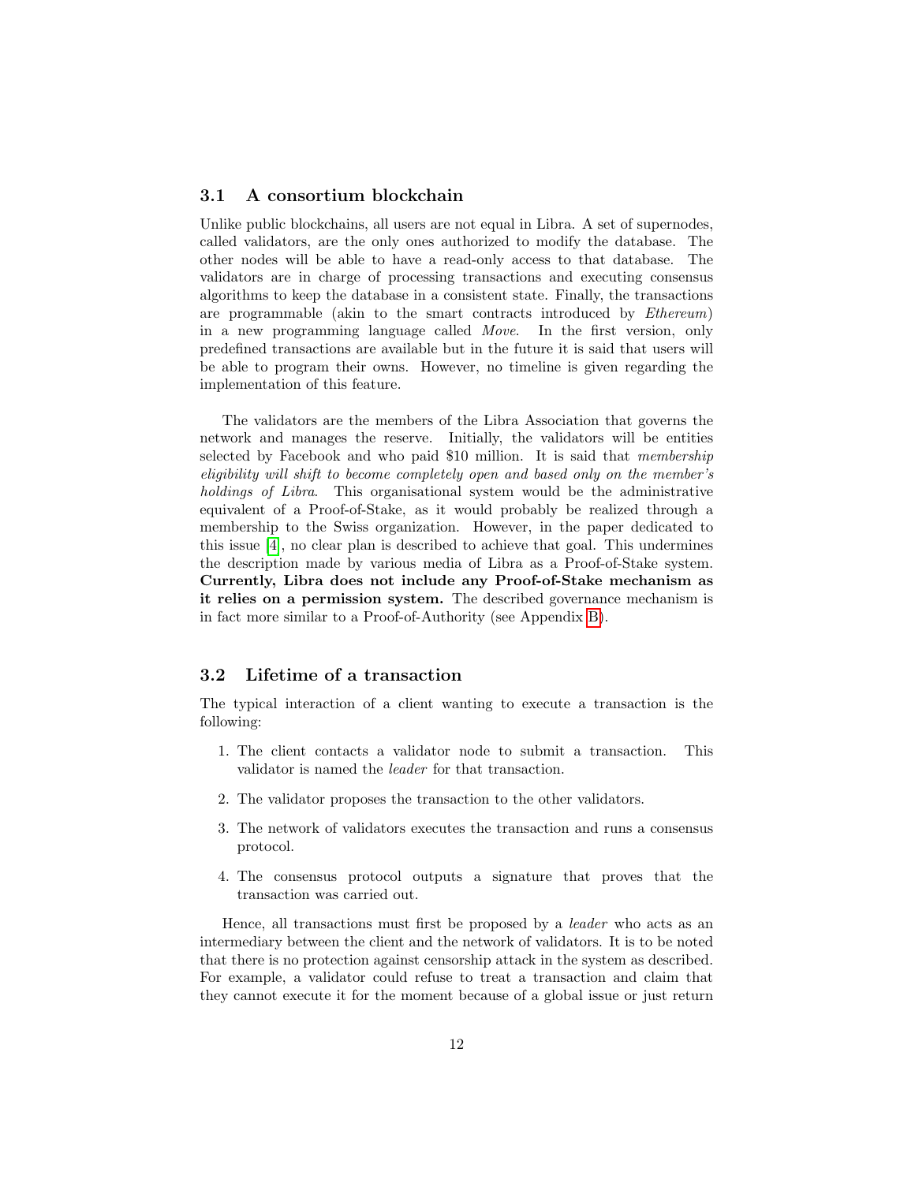### 3.1 A consortium blockchain

Unlike public blockchains, all users are not equal in Libra. A set of supernodes, called validators, are the only ones authorized to modify the database. The other nodes will be able to have a read-only access to that database. The validators are in charge of processing transactions and executing consensus algorithms to keep the database in a consistent state. Finally, the transactions are programmable (akin to the smart contracts introduced by *Ethereum*) in a new programming language called *Move*. In the first version, only predefined transactions are available but in the future it is said that users will be able to program their owns. However, no timeline is given regarding the implementation of this feature.

The validators are the members of the Libra Association that governs the network and manages the reserve. Initially, the validators will be entities selected by Facebook and who paid $10 million. It is said that *membership eligibility will shift to become completely open and based only on the member's holdings of Libra*. This organisational system would be the administrative equivalent of a Proof-of-Stake, as it would probably be realized through a membership to the Swiss organization. However, in the paper dedicated to this issue [4], no clear plan is described to achieve that goal. This undermines the description made by various media of Libra as a Proof-of-Stake system. **Currently, Libra does not include any Proof-of-Stake mechanism as it relies on a permission system.** The described governance mechanism is in fact more similar to a Proof-of-Authority (see Appendix B).

### 3.2 Lifetime of a transaction

The typical interaction of a client wanting to execute a transaction is the following:

1. The client contacts a validator node to submit a transaction. This validator is named the *leader* for that transaction.
2. The validator proposes the transaction to the other validators.
3. The network of validators executes the transaction and runs a consensus protocol.
4. The consensus protocol outputs a signature that proves that the transaction was carried out.

Hence, all transactions must first be proposed by a *leader* who acts as an intermediary between the client and the network of validators. It is to be noted that there is no protection against censorship attack in the system as described. For example, a validator could refuse to treat a transaction and claim that they cannot execute it for the moment because of a global issue or just return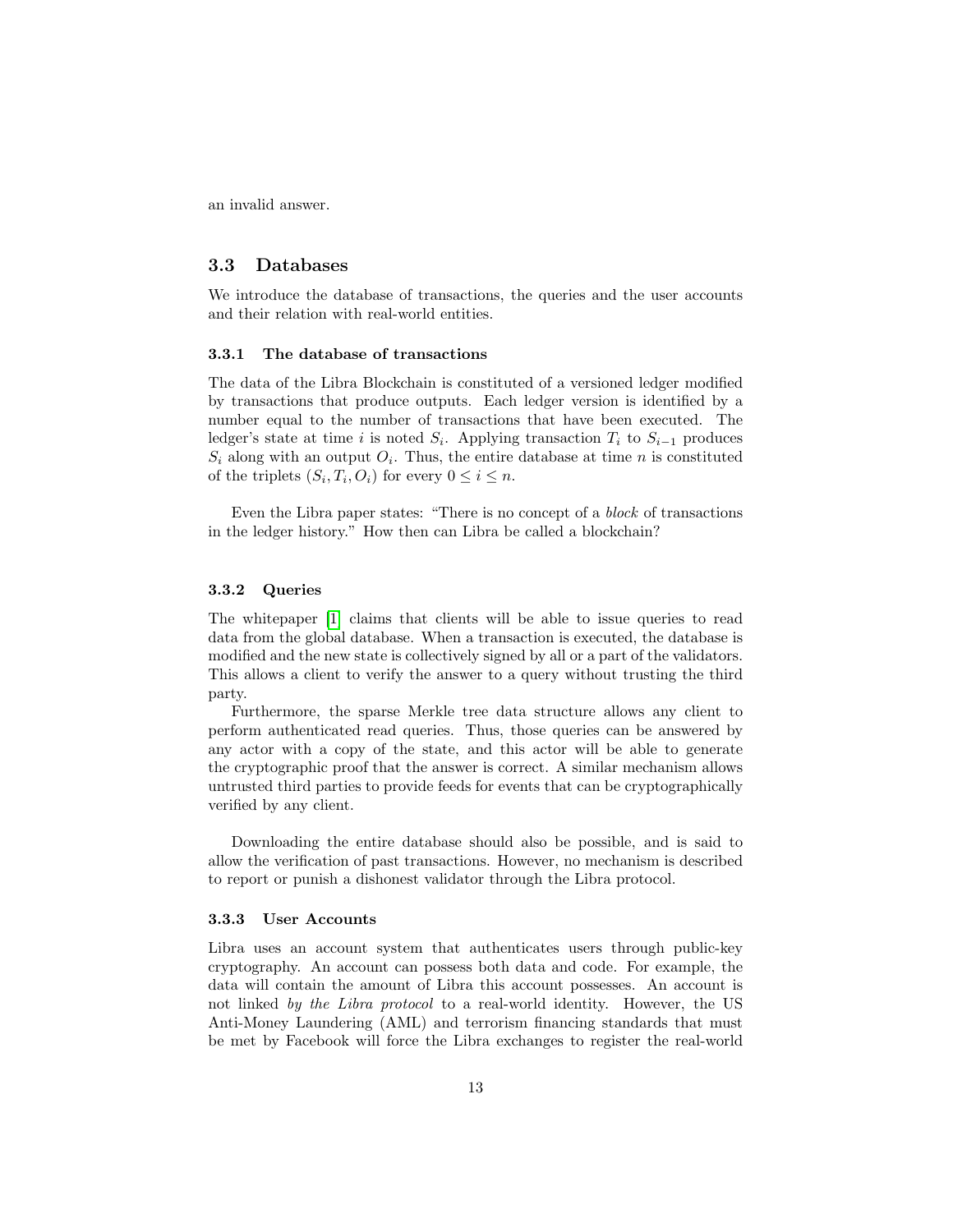an invalid answer.

## 3.3 Databases

We introduce the database of transactions, the queries and the user accounts and their relation with real-world entities.

### 3.3.1 The database of transactions

The data of the Libra Blockchain is constituted of a versioned ledger modified by transactions that produce outputs. Each ledger version is identified by a number equal to the number of transactions that have been executed. The ledger's state at time $i$ is noted $S_i$. Applying transaction $T_i$ to $S_{i-1}$ produces $S_i$ along with an output $O_i$. Thus, the entire database at time $n$ is constituted of the triplets $(S_i, T_i, O_i)$ for every $0 \leq i \leq n$.

Even the Libra paper states: "There is no concept of a *block* of transactions in the ledger history." How then can Libra be called a blockchain?

### 3.3.2 Queries

The whitepaper [1] claims that clients will be able to issue queries to read data from the global database. When a transaction is executed, the database is modified and the new state is collectively signed by all or a part of the validators. This allows a client to verify the answer to a query without trusting the third party.

Furthermore, the sparse Merkle tree data structure allows any client to perform authenticated read queries. Thus, those queries can be answered by any actor with a copy of the state, and this actor will be able to generate the cryptographic proof that the answer is correct. A similar mechanism allows untrusted third parties to provide feeds for events that can be cryptographically verified by any client.

Downloading the entire database should also be possible, and is said to allow the verification of past transactions. However, no mechanism is described to report or punish a dishonest validator through the Libra protocol.

### 3.3.3 User Accounts

Libra uses an account system that authenticates users through public-key cryptography. An account can possess both data and code. For example, the data will contain the amount of Libra this account possesses. An account is not linked *by the Libra protocol* to a real-world identity. However, the US Anti-Money Laundering (AML) and terrorism financing standards that must be met by Facebook will force the Libra exchanges to register the real-world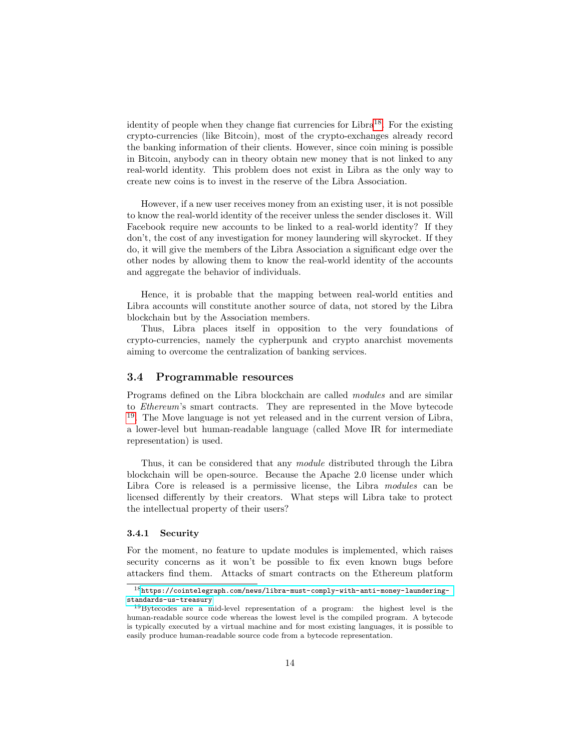identity of people when they change fiat currencies for Libra[18]. For the existing crypto-currencies (like Bitcoin), most of the crypto-exchanges already record the banking information of their clients. However, since coin mining is possible in Bitcoin, anybody can in theory obtain new money that is not linked to any real-world identity. This problem does not exist in Libra as the only way to create new coins is to invest in the reserve of the Libra Association.

However, if a new user receives money from an existing user, it is not possible to know the real-world identity of the receiver unless the sender discloses it. Will Facebook require new accounts to be linked to a real-world identity? If they don't, the cost of any investigation for money laundering will skyrocket. If they do, it will give the members of the Libra Association a significant edge over the other nodes by allowing them to know the real-world identity of the accounts and aggregate the behavior of individuals.

Hence, it is probable that the mapping between real-world entities and Libra accounts will constitute another source of data, not stored by the Libra blockchain but by the Association members.

Thus, Libra places itself in opposition to the very foundations of crypto-currencies, namely the cypherpunk and crypto anarchist movements aiming to overcome the centralization of banking services.

## 3.4 Programmable resources

Programs defined on the Libra blockchain are called *modules* and are similar to *Ethereum*'s smart contracts. They are represented in the Move bytecode [19]. The Move language is not yet released and in the current version of Libra, a lower-level but human-readable language (called Move IR for intermediate representation) is used.

Thus, it can be considered that any *module* distributed through the Libra blockchain will be open-source. Because the Apache 2.0 license under which Libra Core is released is a permissive license, the Libra *modules* can be licensed differently by their creators. What steps will Libra take to protect the intellectual property of their users?

### 3.4.1 Security

For the moment, no feature to update modules is implemented, which raises security concerns as it won't be possible to fix even known bugs before attackers find them. Attacks of smart contracts on the Ethereum platform

[18] https://cointelegraph.com/news/libra-must-comply-with-anti-money-laundering-standards-us-treasury

[19] Bytecodes are a mid-level representation of a program: the highest level is the human-readable source code whereas the lowest level is the compiled program. A bytecode is typically executed by a virtual machine and for most existing languages, it is possible to easily produce human-readable source code from a bytecode representation.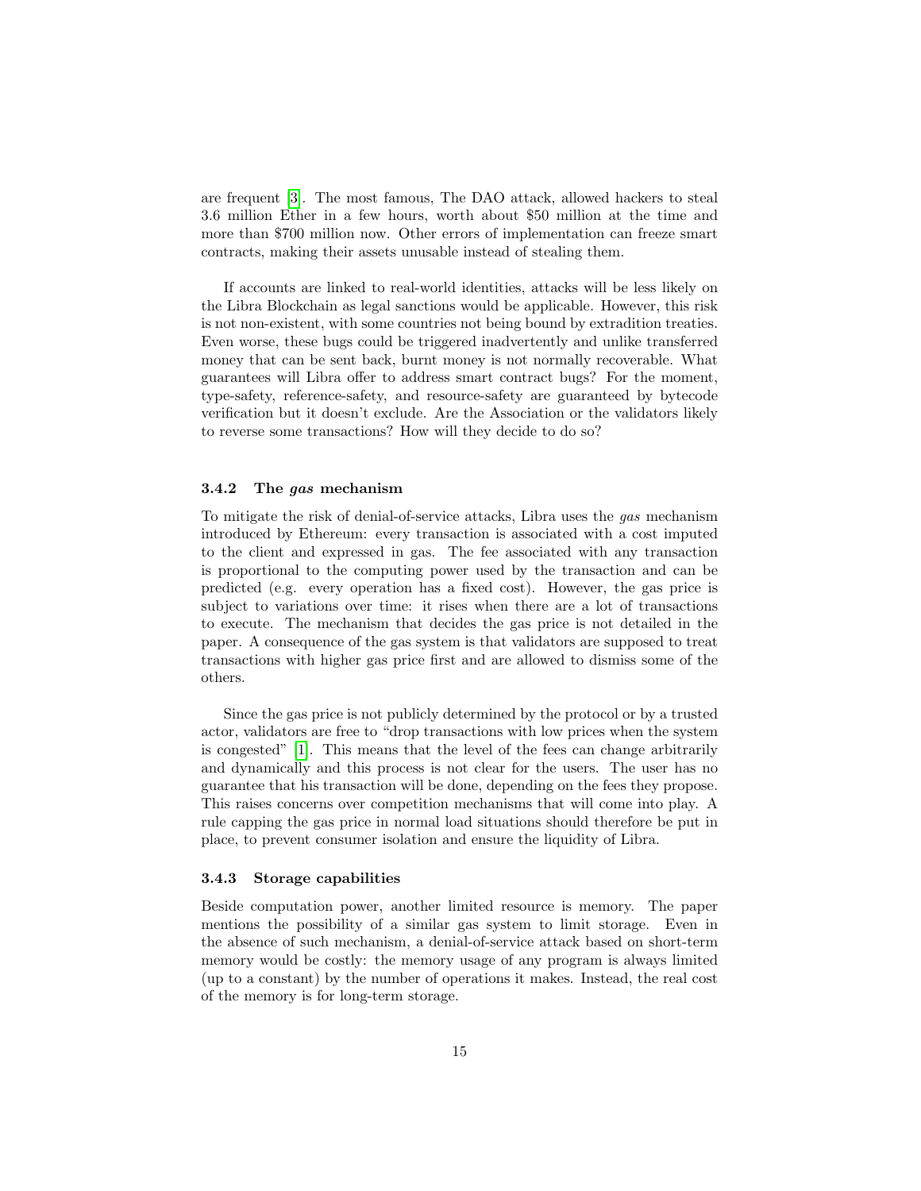are frequent [3]. The most famous, The DAO attack, allowed hackers to steal 3.6 million Ether in a few hours, worth about $50 million at the time and more than $700 million now. Other errors of implementation can freeze smart contracts, making their assets unusable instead of stealing them.

If accounts are linked to real-world identities, attacks will be less likely on the Libra Blockchain as legal sanctions would be applicable. However, this risk is not non-existent, with some countries not being bound by extradition treaties. Even worse, these bugs could be triggered inadvertently and unlike transferred money that can be sent back, burnt money is not normally recoverable. What guarantees will Libra offer to address smart contract bugs? For the moment, type-safety, reference-safety, and resource-safety are guaranteed by bytecode verification but it doesn't exclude. Are the Association or the validators likely to reverse some transactions? How will they decide to do so?

### 3.4.2 The *gas* mechanism

To mitigate the risk of denial-of-service attacks, Libra uses the *gas* mechanism introduced by Ethereum: every transaction is associated with a cost imputed to the client and expressed in gas. The fee associated with any transaction is proportional to the computing power used by the transaction and can be predicted (e.g. every operation has a fixed cost). However, the gas price is subject to variations over time: it rises when there are a lot of transactions to execute. The mechanism that decides the gas price is not detailed in the paper. A consequence of the gas system is that validators are supposed to treat transactions with higher gas price first and are allowed to dismiss some of the others.

Since the gas price is not publicly determined by the protocol or by a trusted actor, validators are free to "drop transactions with low prices when the system is congested" [1]. This means that the level of the fees can change arbitrarily and dynamically and this process is not clear for the users. The user has no guarantee that his transaction will be done, depending on the fees they propose. This raises concerns over competition mechanisms that will come into play. A rule capping the gas price in normal load situations should therefore be put in place, to prevent consumer isolation and ensure the liquidity of Libra.

### 3.4.3 Storage capabilities

Beside computation power, another limited resource is memory. The paper mentions the possibility of a similar gas system to limit storage. Even in the absence of such mechanism, a denial-of-service attack based on short-term memory would be costly: the memory usage of any program is always limited (up to a constant) by the number of operations it makes. Instead, the real cost of the memory is for long-term storage.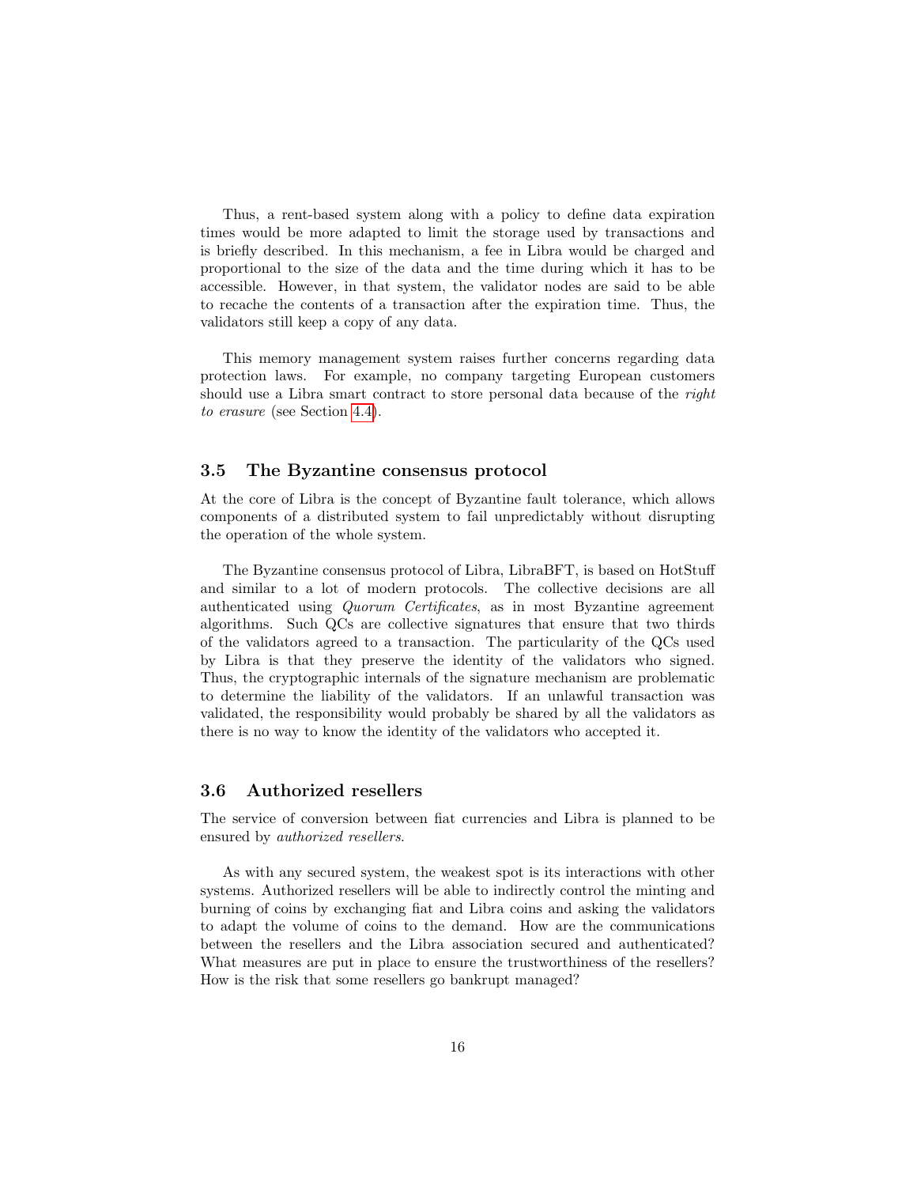Thus, a rent-based system along with a policy to define data expiration times would be more adapted to limit the storage used by transactions and is briefly described. In this mechanism, a fee in Libra would be charged and proportional to the size of the data and the time during which it has to be accessible. However, in that system, the validator nodes are said to be able to recache the contents of a transaction after the expiration time. Thus, the validators still keep a copy of any data.

This memory management system raises further concerns regarding data protection laws. For example, no company targeting European customers should use a Libra smart contract to store personal data because of the *right to erasure* (see Section 4.4).

### 3.5 The Byzantine consensus protocol

At the core of Libra is the concept of Byzantine fault tolerance, which allows components of a distributed system to fail unpredictably without disrupting the operation of the whole system.

The Byzantine consensus protocol of Libra, LibraBFT, is based on HotStuff and similar to a lot of modern protocols. The collective decisions are all authenticated using *Quorum Certificates*, as in most Byzantine agreement algorithms. Such QCs are collective signatures that ensure that two thirds of the validators agreed to a transaction. The particularity of the QCs used by Libra is that they preserve the identity of the validators who signed. Thus, the cryptographic internals of the signature mechanism are problematic to determine the liability of the validators. If an unlawful transaction was validated, the responsibility would probably be shared by all the validators as there is no way to know the identity of the validators who accepted it.

### 3.6 Authorized resellers

The service of conversion between fiat currencies and Libra is planned to be ensured by *authorized resellers*.

As with any secured system, the weakest spot is its interactions with other systems. Authorized resellers will be able to indirectly control the minting and burning of coins by exchanging fiat and Libra coins and asking the validators to adapt the volume of coins to the demand. How are the communications between the resellers and the Libra association secured and authenticated? What measures are put in place to ensure the trustworthiness of the resellers? How is the risk that some resellers go bankrupt managed?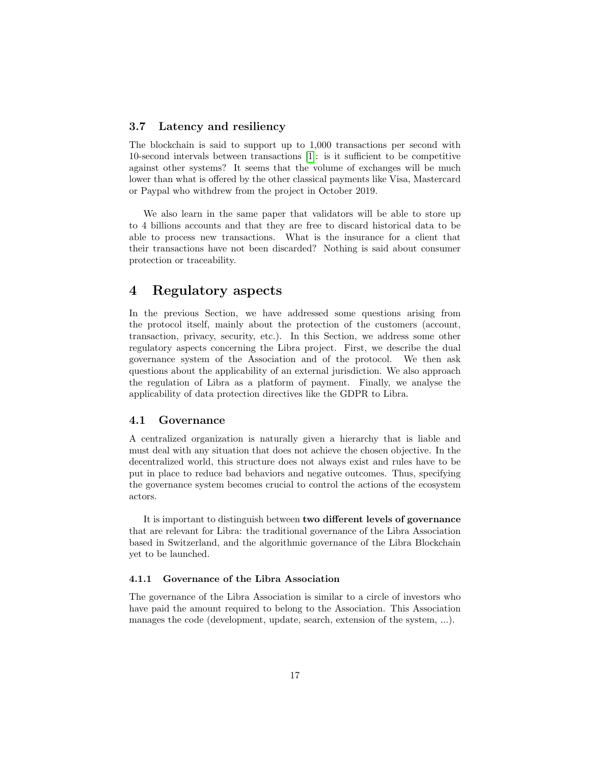### 3.7 Latency and resiliency

The blockchain is said to support up to 1,000 transactions per second with 10-second intervals between transactions [1]: is it sufficient to be competitive against other systems? It seems that the volume of exchanges will be much lower than what is offered by the other classical payments like Visa, Mastercard or Paypal who withdrew from the project in October 2019.

We also learn in the same paper that validators will be able to store up to 4 billions accounts and that they are free to discard historical data to be able to process new transactions. What is the insurance for a client that their transactions have not been discarded? Nothing is said about consumer protection or traceability.

## 4 Regulatory aspects

In the previous Section, we have addressed some questions arising from the protocol itself, mainly about the protection of the customers (account, transaction, privacy, security, etc.). In this Section, we address some other regulatory aspects concerning the Libra project. First, we describe the dual governance system of the Association and of the protocol. We then ask questions about the applicability of an external jurisdiction. We also approach the regulation of Libra as a platform of payment. Finally, we analyse the applicability of data protection directives like the GDPR to Libra.

### 4.1 Governance

A centralized organization is naturally given a hierarchy that is liable and must deal with any situation that does not achieve the chosen objective. In the decentralized world, this structure does not always exist and rules have to be put in place to reduce bad behaviors and negative outcomes. Thus, specifying the governance system becomes crucial to control the actions of the ecosystem actors.

It is important to distinguish between **two different levels of governance** that are relevant for Libra: the traditional governance of the Libra Association based in Switzerland, and the algorithmic governance of the Libra Blockchain yet to be launched.

#### 4.1.1 Governance of the Libra Association

The governance of the Libra Association is similar to a circle of investors who have paid the amount required to belong to the Association. This Association manages the code (development, update, search, extension of the system, ...).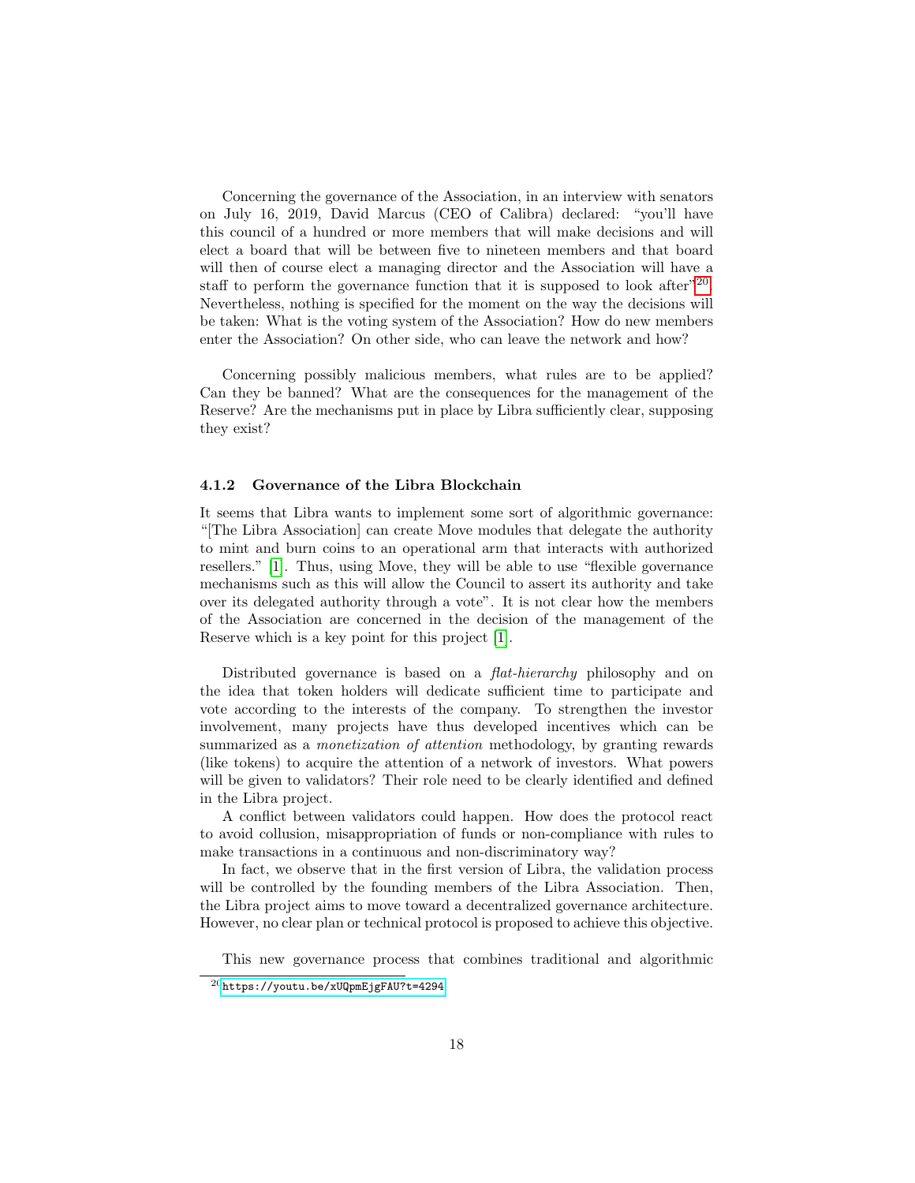Concerning the governance of the Association, in an interview with senators on July 16, 2019, David Marcus (CEO of Calibra) declared: "you'll have this council of a hundred or more members that will make decisions and will elect a board that will be between five to nineteen members and that board will then of course elect a managing director and the Association will have a staff to perform the governance function that it is supposed to look after"[20]. Nevertheless, nothing is specified for the moment on the way the decisions will be taken: What is the voting system of the Association? How do new members enter the Association? On other side, who can leave the network and how?

Concerning possibly malicious members, what rules are to be applied? Can they be banned? What are the consequences for the management of the Reserve? Are the mechanisms put in place by Libra sufficiently clear, supposing they exist?

### 4.1.2 Governance of the Libra Blockchain

It seems that Libra wants to implement some sort of algorithmic governance: "[The Libra Association] can create Move modules that delegate the authority to mint and burn coins to an operational arm that interacts with authorized resellers." [1]. Thus, using Move, they will be able to use "flexible governance mechanisms such as this will allow the Council to assert its authority and take over its delegated authority through a vote". It is not clear how the members of the Association are concerned in the decision of the management of the Reserve which is a key point for this project [1].

Distributed governance is based on a *flat-hierarchy* philosophy and on the idea that token holders will dedicate sufficient time to participate and vote according to the interests of the company. To strengthen the investor involvement, many projects have thus developed incentives which can be summarized as a *monetization of attention* methodology, by granting rewards (like tokens) to acquire the attention of a network of investors. What powers will be given to validators? Their role need to be clearly identified and defined in the Libra project.

A conflict between validators could happen. How does the protocol react to avoid collusion, misappropriation of funds or non-compliance with rules to make transactions in a continuous and non-discriminatory way?

In fact, we observe that in the first version of Libra, the validation process will be controlled by the founding members of the Libra Association. Then, the Libra project aims to move toward a decentralized governance architecture. However, no clear plan or technical protocol is proposed to achieve this objective.

This new governance process that combines traditional and algorithmic

[20] https://youtu.be/xUQpmEjgFAU?t=4294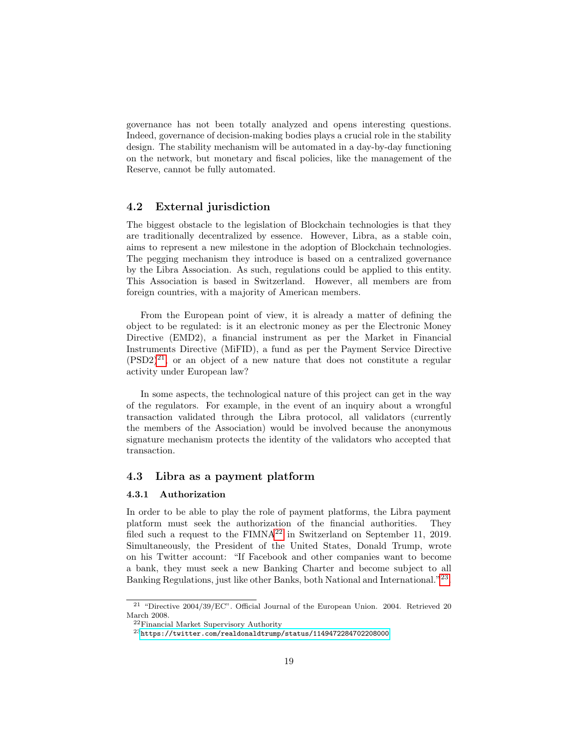governance has not been totally analyzed and opens interesting questions. Indeed, governance of decision-making bodies plays a crucial role in the stability design. The stability mechanism will be automated in a day-by-day functioning on the network, but monetary and fiscal policies, like the management of the Reserve, cannot be fully automated.

## 4.2 External jurisdiction

The biggest obstacle to the legislation of Blockchain technologies is that they are traditionally decentralized by essence. However, Libra, as a stable coin, aims to represent a new milestone in the adoption of Blockchain technologies. The pegging mechanism they introduce is based on a centralized governance by the Libra Association. As such, regulations could be applied to this entity. This Association is based in Switzerland. However, all members are from foreign countries, with a majority of American members.

From the European point of view, it is already a matter of defining the object to be regulated: is it an electronic money as per the Electronic Money Directive (EMD2), a financial instrument as per the Market in Financial Instruments Directive (MiFID), a fund as per the Payment Service Directive (PSD2)[21], or an object of a new nature that does not constitute a regular activity under European law?

In some aspects, the technological nature of this project can get in the way of the regulators. For example, in the event of an inquiry about a wrongful transaction validated through the Libra protocol, all validators (currently the members of the Association) would be involved because the anonymous signature mechanism protects the identity of the validators who accepted that transaction.

## 4.3 Libra as a payment platform

### 4.3.1 Authorization

In order to be able to play the role of payment platforms, the Libra payment platform must seek the authorization of the financial authorities. They filed such a request to the FIMNA[22] in Switzerland on September 11, 2019. Simultaneously, the President of the United States, Donald Trump, wrote on his Twitter account: "If Facebook and other companies want to become a bank, they must seek a new Banking Charter and become subject to all Banking Regulations, just like other Banks, both National and International."[23].

---

[21] "Directive 2004/39/EC". Official Journal of the European Union. 2004. Retrieved 20 March 2008.

[22] Financial Market Supervisory Authority

[23] https://twitter.com/realdonaldtrump/status/1149472284702208000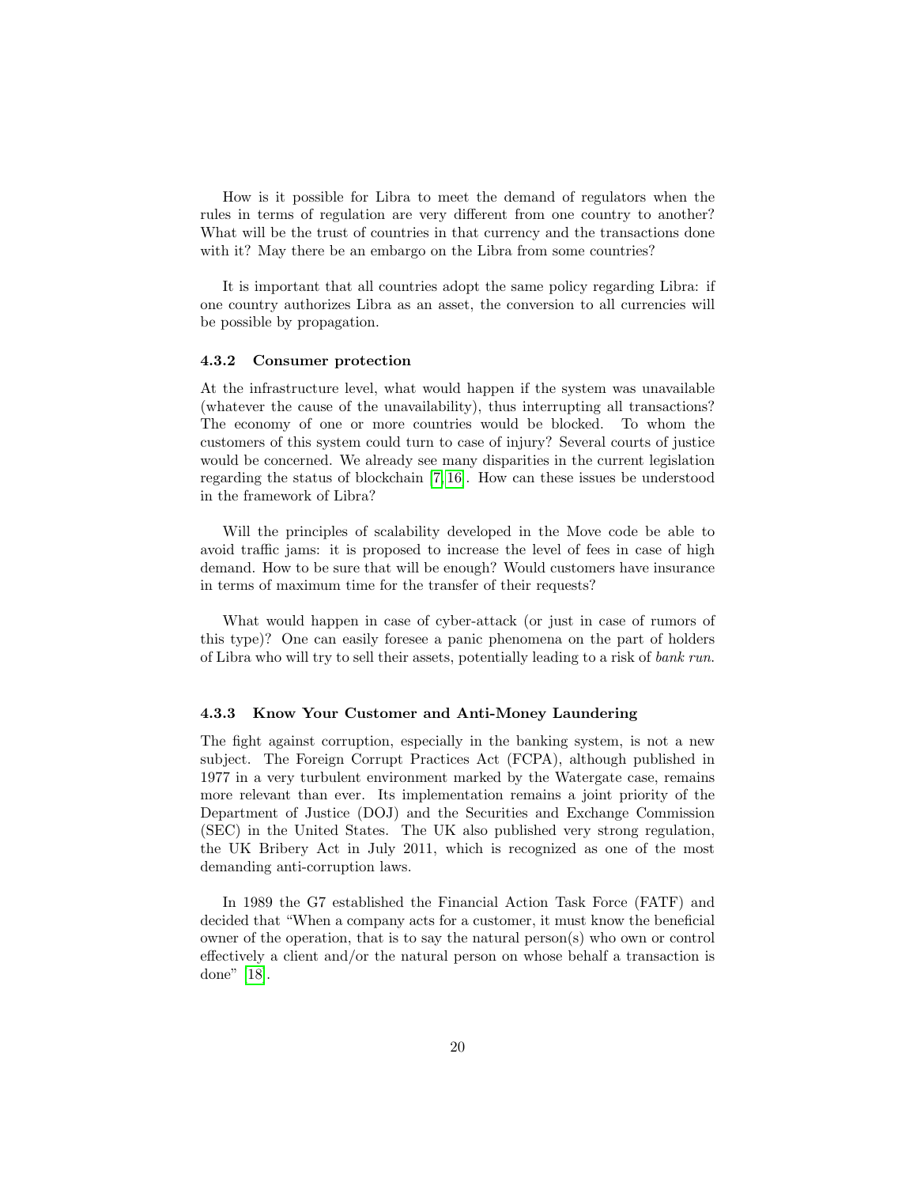How is it possible for Libra to meet the demand of regulators when the rules in terms of regulation are very different from one country to another? What will be the trust of countries in that currency and the transactions done with it? May there be an embargo on the Libra from some countries?

It is important that all countries adopt the same policy regarding Libra: if one country authorizes Libra as an asset, the conversion to all currencies will be possible by propagation.

#### 4.3.2 Consumer protection

At the infrastructure level, what would happen if the system was unavailable (whatever the cause of the unavailability), thus interrupting all transactions? The economy of one or more countries would be blocked. To whom the customers of this system could turn to case of injury? Several courts of justice would be concerned. We already see many disparities in the current legislation regarding the status of blockchain [7,16]. How can these issues be understood in the framework of Libra?

Will the principles of scalability developed in the Move code be able to avoid traffic jams: it is proposed to increase the level of fees in case of high demand. How to be sure that will be enough? Would customers have insurance in terms of maximum time for the transfer of their requests?

What would happen in case of cyber-attack (or just in case of rumors of this type)? One can easily foresee a panic phenomena on the part of holders of Libra who will try to sell their assets, potentially leading to a risk of *bank run*.

#### 4.3.3 Know Your Customer and Anti-Money Laundering

The fight against corruption, especially in the banking system, is not a new subject. The Foreign Corrupt Practices Act (FCPA), although published in 1977 in a very turbulent environment marked by the Watergate case, remains more relevant than ever. Its implementation remains a joint priority of the Department of Justice (DOJ) and the Securities and Exchange Commission (SEC) in the United States. The UK also published very strong regulation, the UK Bribery Act in July 2011, which is recognized as one of the most demanding anti-corruption laws.

In 1989 the G7 established the Financial Action Task Force (FATF) and decided that "When a company acts for a customer, it must know the beneficial owner of the operation, that is to say the natural person(s) who own or control effectively a client and/or the natural person on whose behalf a transaction is done" [18].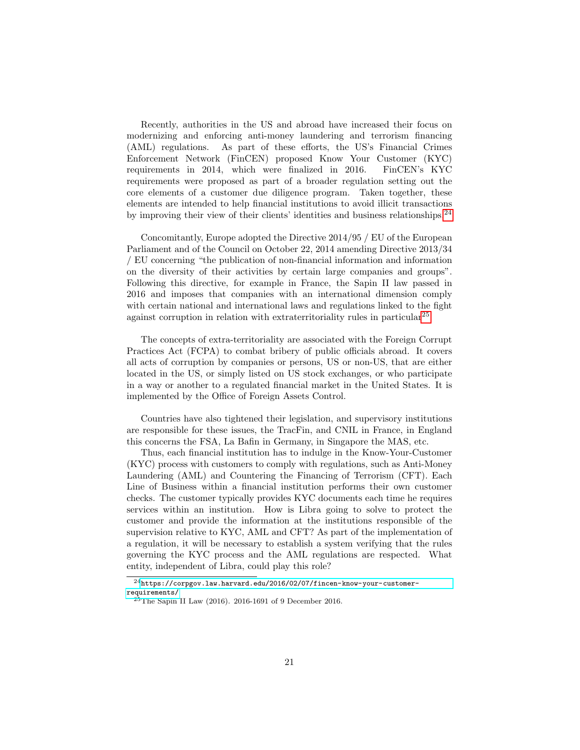Recently, authorities in the US and abroad have increased their focus on modernizing and enforcing anti-money laundering and terrorism financing (AML) regulations. As part of these efforts, the US's Financial Crimes Enforcement Network (FinCEN) proposed Know Your Customer (KYC) requirements in 2014, which were finalized in 2016. FinCEN's KYC requirements were proposed as part of a broader regulation setting out the core elements of a customer due diligence program. Taken together, these elements are intended to help financial institutions to avoid illicit transactions by improving their view of their clients' identities and business relationships.[24]

Concomitantly, Europe adopted the Directive 2014/95 / EU of the European Parliament and of the Council on October 22, 2014 amending Directive 2013/34 / EU concerning "the publication of non-financial information and information on the diversity of their activities by certain large companies and groups". Following this directive, for example in France, the Sapin II law passed in 2016 and imposes that companies with an international dimension comply with certain national and international laws and regulations linked to the fight against corruption in relation with extraterritoriality rules in particular[25]

The concepts of extra-territoriality are associated with the Foreign Corrupt Practices Act (FCPA) to combat bribery of public officials abroad. It covers all acts of corruption by companies or persons, US or non-US, that are either located in the US, or simply listed on US stock exchanges, or who participate in a way or another to a regulated financial market in the United States. It is implemented by the Office of Foreign Assets Control.

Countries have also tightened their legislation, and supervisory institutions are responsible for these issues, the TracFin, and CNIL in France, in England this concerns the FSA, La Bafin in Germany, in Singapore the MAS, etc.

Thus, each financial institution has to indulge in the Know-Your-Customer (KYC) process with customers to comply with regulations, such as Anti-Money Laundering (AML) and Countering the Financing of Terrorism (CFT). Each Line of Business within a financial institution performs their own customer checks. The customer typically provides KYC documents each time he requires services within an institution. How is Libra going to solve to protect the customer and provide the information at the institutions responsible of the supervision relative to KYC, AML and CFT? As part of the implementation of a regulation, it will be necessary to establish a system verifying that the rules governing the KYC process and the AML regulations are respected. What entity, independent of Libra, could play this role?

---

[24] https://corpgov.law.harvard.edu/2016/02/07/fincen-know-your-customer-requirements/

[25] The Sapin II Law (2016). 2016-1691 of 9 December 2016.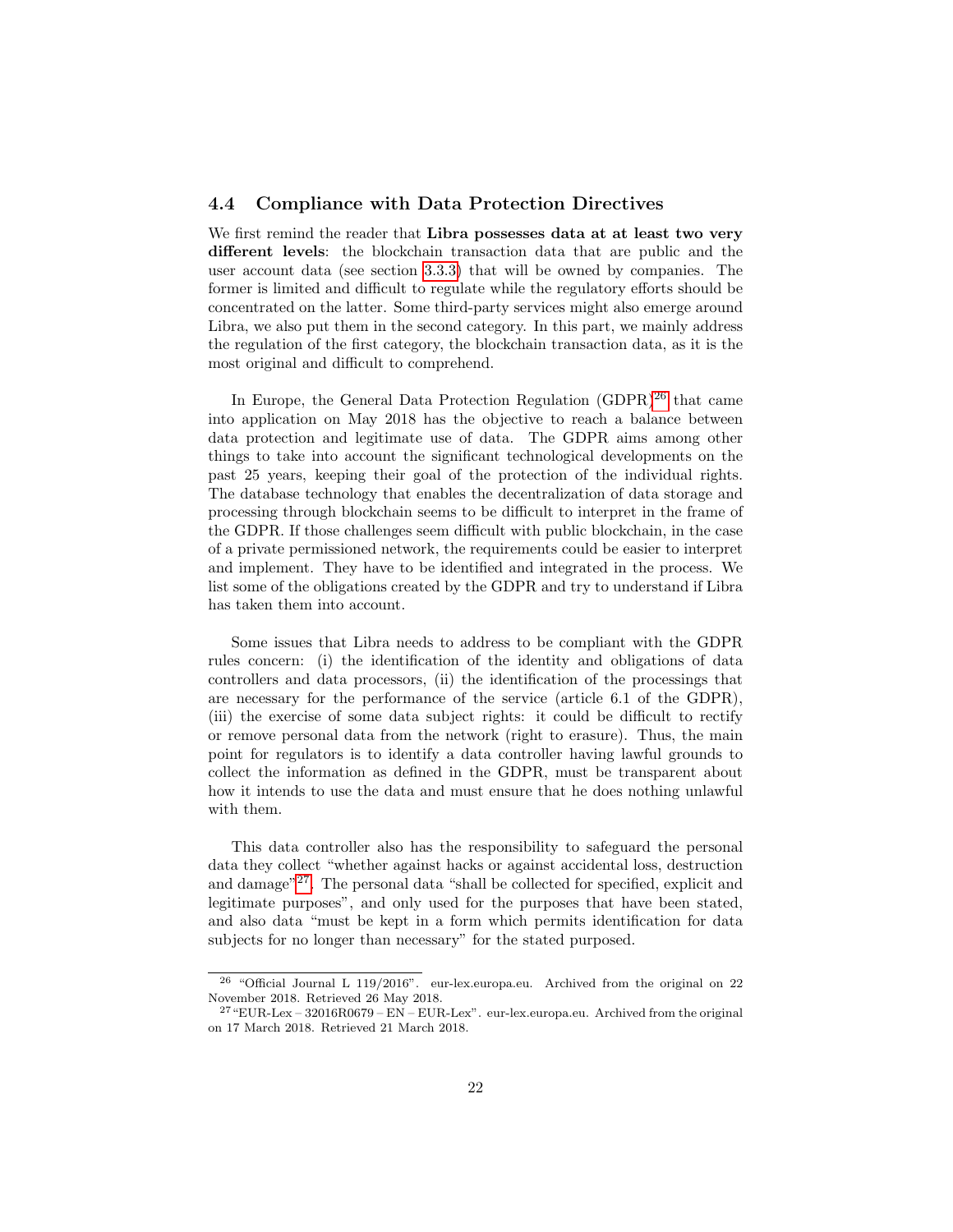### 4.4 Compliance with Data Protection Directives

We first remind the reader that **Libra possesses data at at least two very different levels**: the blockchain transaction data that are public and the user account data (see section 3.3.3) that will be owned by companies. The former is limited and difficult to regulate while the regulatory efforts should be concentrated on the latter. Some third-party services might also emerge around Libra, we also put them in the second category. In this part, we mainly address the regulation of the first category, the blockchain transaction data, as it is the most original and difficult to comprehend.

In Europe, the General Data Protection Regulation (GDPR)[26] that came into application on May 2018 has the objective to reach a balance between data protection and legitimate use of data. The GDPR aims among other things to take into account the significant technological developments on the past 25 years, keeping their goal of the protection of the individual rights. The database technology that enables the decentralization of data storage and processing through blockchain seems to be difficult to interpret in the frame of the GDPR. If those challenges seem difficult with public blockchain, in the case of a private permissioned network, the requirements could be easier to interpret and implement. They have to be identified and integrated in the process. We list some of the obligations created by the GDPR and try to understand if Libra has taken them into account.

Some issues that Libra needs to address to be compliant with the GDPR rules concern: (i) the identification of the identity and obligations of data controllers and data processors, (ii) the identification of the processings that are necessary for the performance of the service (article 6.1 of the GDPR), (iii) the exercise of some data subject rights: it could be difficult to rectify or remove personal data from the network (right to erasure). Thus, the main point for regulators is to identify a data controller having lawful grounds to collect the information as defined in the GDPR, must be transparent about how it intends to use the data and must ensure that he does nothing unlawful with them.

This data controller also has the responsibility to safeguard the personal data they collect "whether against hacks or against accidental loss, destruction and damage"[27]. The personal data "shall be collected for specified, explicit and legitimate purposes", and only used for the purposes that have been stated, and also data "must be kept in a form which permits identification for data subjects for no longer than necessary" for the stated purposed.

---

[26] "Official Journal L 119/2016". eur-lex.europa.eu. Archived from the original on 22 November 2018. Retrieved 26 May 2018.

[27] "EUR-Lex – 32016R0679 – EN – EUR-Lex". eur-lex.europa.eu. Archived from the original on 17 March 2018. Retrieved 21 March 2018.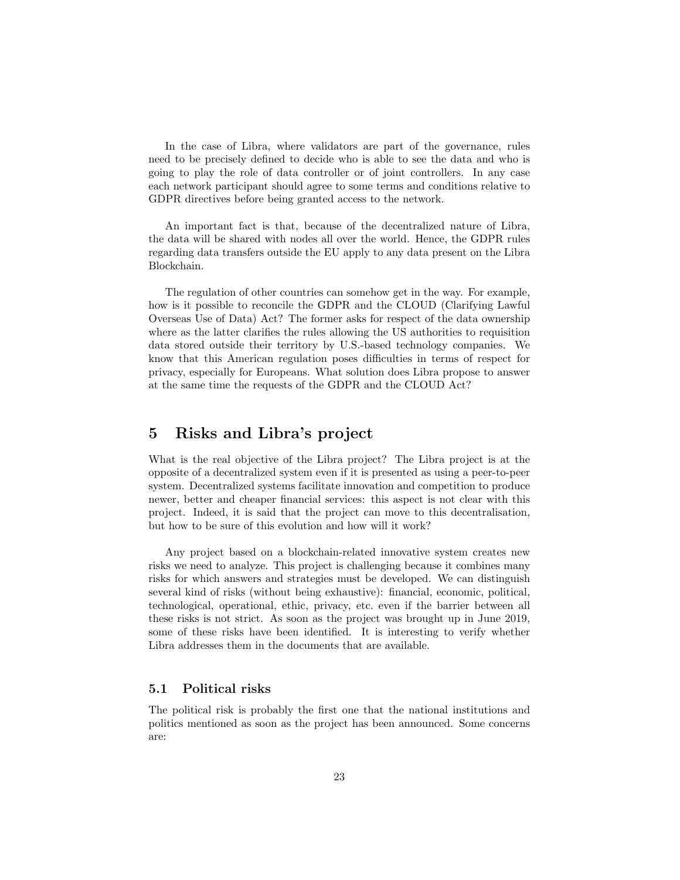In the case of Libra, where validators are part of the governance, rules need to be precisely defined to decide who is able to see the data and who is going to play the role of data controller or of joint controllers. In any case each network participant should agree to some terms and conditions relative to GDPR directives before being granted access to the network.

An important fact is that, because of the decentralized nature of Libra, the data will be shared with nodes all over the world. Hence, the GDPR rules regarding data transfers outside the EU apply to any data present on the Libra Blockchain.

The regulation of other countries can somehow get in the way. For example, how is it possible to reconcile the GDPR and the CLOUD (Clarifying Lawful Overseas Use of Data) Act? The former asks for respect of the data ownership where as the latter clarifies the rules allowing the US authorities to requisition data stored outside their territory by U.S.-based technology companies. We know that this American regulation poses difficulties in terms of respect for privacy, especially for Europeans. What solution does Libra propose to answer at the same time the requests of the GDPR and the CLOUD Act?

## 5 Risks and Libra's project

What is the real objective of the Libra project? The Libra project is at the opposite of a decentralized system even if it is presented as using a peer-to-peer system. Decentralized systems facilitate innovation and competition to produce newer, better and cheaper financial services: this aspect is not clear with this project. Indeed, it is said that the project can move to this decentralisation, but how to be sure of this evolution and how will it work?

Any project based on a blockchain-related innovative system creates new risks we need to analyze. This project is challenging because it combines many risks for which answers and strategies must be developed. We can distinguish several kind of risks (without being exhaustive): financial, economic, political, technological, operational, ethic, privacy, etc. even if the barrier between all these risks is not strict. As soon as the project was brought up in June 2019, some of these risks have been identified. It is interesting to verify whether Libra addresses them in the documents that are available.

### 5.1 Political risks

The political risk is probably the first one that the national institutions and politics mentioned as soon as the project has been announced. Some concerns are: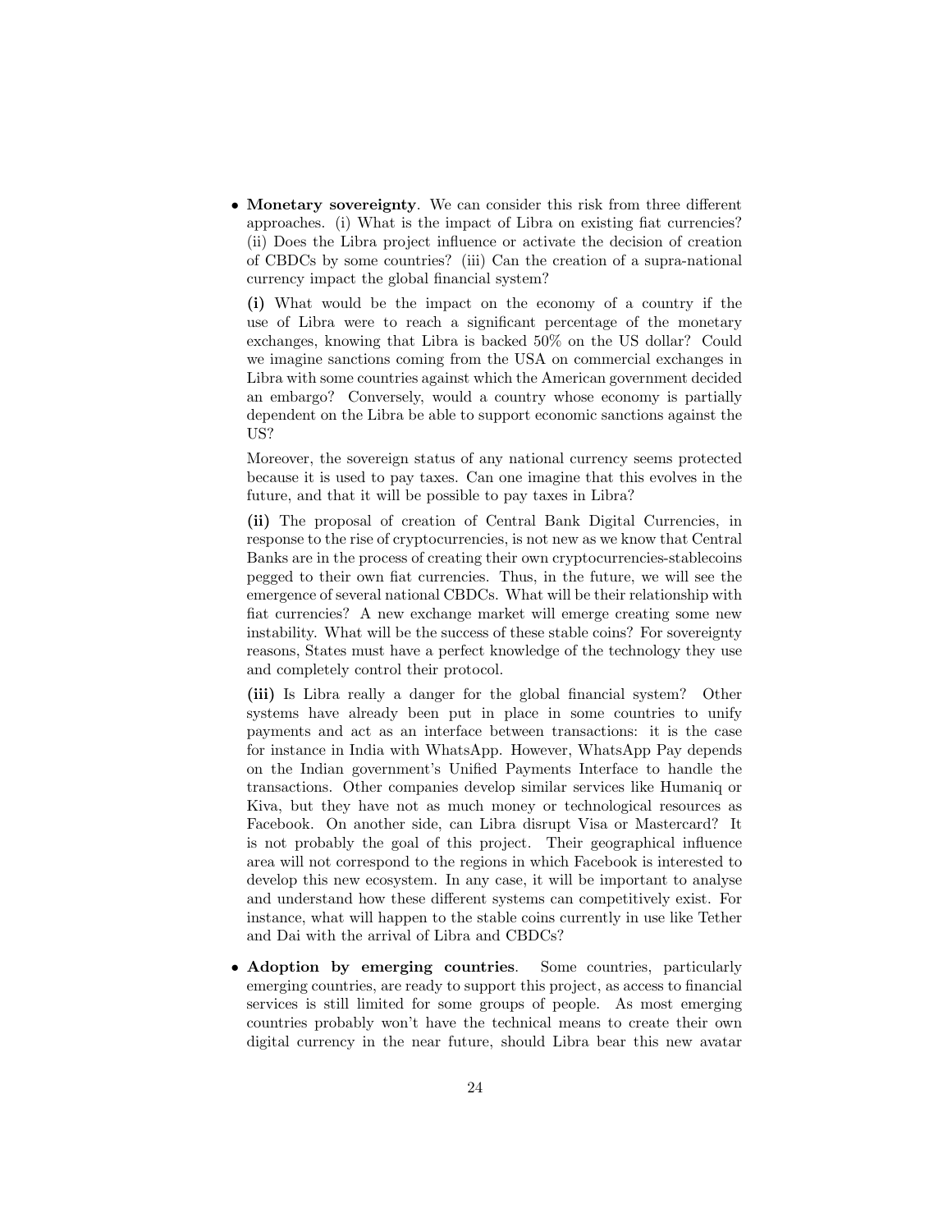- **Monetary sovereignty**. We can consider this risk from three different approaches. (i) What is the impact of Libra on existing fiat currencies? (ii) Does the Libra project influence or activate the decision of creation of CBDCs by some countries? (iii) Can the creation of a supra-national currency impact the global financial system?

  **(i)** What would be the impact on the economy of a country if the use of Libra were to reach a significant percentage of the monetary exchanges, knowing that Libra is backed 50% on the US dollar? Could we imagine sanctions coming from the USA on commercial exchanges in Libra with some countries against which the American government decided an embargo? Conversely, would a country whose economy is partially dependent on the Libra be able to support economic sanctions against the US?

  Moreover, the sovereign status of any national currency seems protected because it is used to pay taxes. Can one imagine that this evolves in the future, and that it will be possible to pay taxes in Libra?

  **(ii)** The proposal of creation of Central Bank Digital Currencies, in response to the rise of cryptocurrencies, is not new as we know that Central Banks are in the process of creating their own cryptocurrencies-stablecoins pegged to their own fiat currencies. Thus, in the future, we will see the emergence of several national CBDCs. What will be their relationship with fiat currencies? A new exchange market will emerge creating some new instability. What will be the success of these stable coins? For sovereignty reasons, States must have a perfect knowledge of the technology they use and completely control their protocol.

  **(iii)** Is Libra really a danger for the global financial system? Other systems have already been put in place in some countries to unify payments and act as an interface between transactions: it is the case for instance in India with WhatsApp. However, WhatsApp Pay depends on the Indian government's Unified Payments Interface to handle the transactions. Other companies develop similar services like Humaniq or Kiva, but they have not as much money or technological resources as Facebook. On another side, can Libra disrupt Visa or Mastercard? It is not probably the goal of this project. Their geographical influence area will not correspond to the regions in which Facebook is interested to develop this new ecosystem. In any case, it will be important to analyse and understand how these different systems can competitively exist. For instance, what will happen to the stable coins currently in use like Tether and Dai with the arrival of Libra and CBDCs?

- **Adoption by emerging countries**. Some countries, particularly emerging countries, are ready to support this project, as access to financial services is still limited for some groups of people. As most emerging countries probably won't have the technical means to create their own digital currency in the near future, should Libra bear this new avatar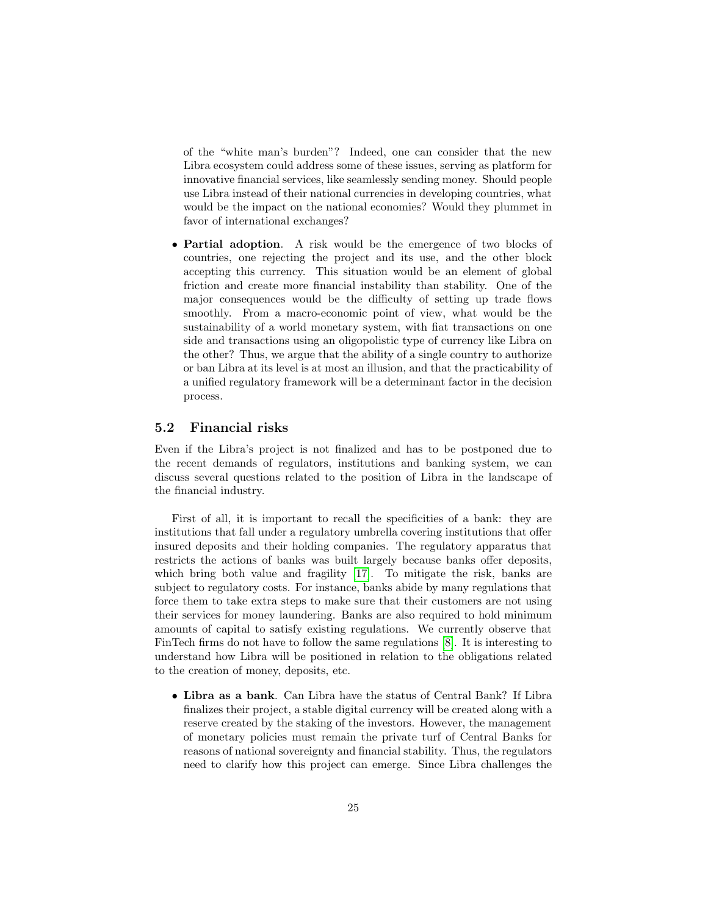of the “white man’s burden”? Indeed, one can consider that the new Libra ecosystem could address some of these issues, serving as platform for innovative financial services, like seamlessly sending money. Should people use Libra instead of their national currencies in developing countries, what would be the impact on the national economies? Would they plummet in favor of international exchanges?

- **Partial adoption**. A risk would be the emergence of two blocks of countries, one rejecting the project and its use, and the other block accepting this currency. This situation would be an element of global friction and create more financial instability than stability. One of the major consequences would be the difficulty of setting up trade flows smoothly. From a macro-economic point of view, what would be the sustainability of a world monetary system, with fiat transactions on one side and transactions using an oligopolistic type of currency like Libra on the other? Thus, we argue that the ability of a single country to authorize or ban Libra at its level is at most an illusion, and that the practicability of a unified regulatory framework will be a determinant factor in the decision process.

### 5.2 Financial risks

Even if the Libra’s project is not finalized and has to be postponed due to the recent demands of regulators, institutions and banking system, we can discuss several questions related to the position of Libra in the landscape of the financial industry.

First of all, it is important to recall the specificities of a bank: they are institutions that fall under a regulatory umbrella covering institutions that offer insured deposits and their holding companies. The regulatory apparatus that restricts the actions of banks was built largely because banks offer deposits, which bring both value and fragility [17]. To mitigate the risk, banks are subject to regulatory costs. For instance, banks abide by many regulations that force them to take extra steps to make sure that their customers are not using their services for money laundering. Banks are also required to hold minimum amounts of capital to satisfy existing regulations. We currently observe that FinTech firms do not have to follow the same regulations [8]. It is interesting to understand how Libra will be positioned in relation to the obligations related to the creation of money, deposits, etc.

- **Libra as a bank**. Can Libra have the status of Central Bank? If Libra finalizes their project, a stable digital currency will be created along with a reserve created by the staking of the investors. However, the management of monetary policies must remain the private turf of Central Banks for reasons of national sovereignty and financial stability. Thus, the regulators need to clarify how this project can emerge. Since Libra challenges the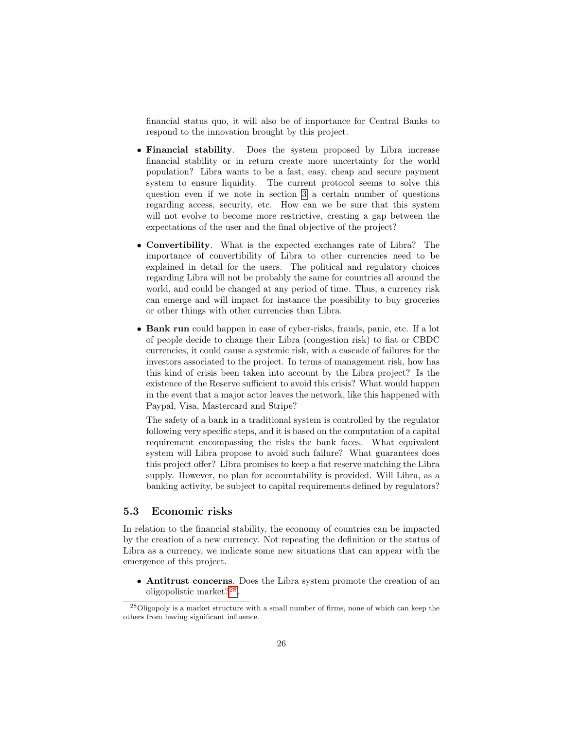financial status quo, it will also be of importance for Central Banks to respond to the innovation brought by this project.

- **Financial stability**. Does the system proposed by Libra increase financial stability or in return create more uncertainty for the world population? Libra wants to be a fast, easy, cheap and secure payment system to ensure liquidity. The current protocol seems to solve this question even if we note in section 3 a certain number of questions regarding access, security, etc. How can we be sure that this system will not evolve to become more restrictive, creating a gap between the expectations of the user and the final objective of the project?

- **Convertibility**. What is the expected exchanges rate of Libra? The importance of convertibility of Libra to other currencies need to be explained in detail for the users. The political and regulatory choices regarding Libra will not be probably the same for countries all around the world, and could be changed at any period of time. Thus, a currency risk can emerge and will impact for instance the possibility to buy groceries or other things with other currencies than Libra.

- **Bank run** could happen in case of cyber-risks, frauds, panic, etc. If a lot of people decide to change their Libra (congestion risk) to fiat or CBDC currencies, it could cause a systemic risk, with a cascade of failures for the investors associated to the project. In terms of management risk, how has this kind of crisis been taken into account by the Libra project? Is the existence of the Reserve sufficient to avoid this crisis? What would happen in the event that a major actor leaves the network, like this happened with Paypal, Visa, Mastercard and Stripe?

  The safety of a bank in a traditional system is controlled by the regulator following very specific steps, and it is based on the computation of a capital requirement encompassing the risks the bank faces. What equivalent system will Libra propose to avoid such failure? What guarantees does this project offer? Libra promises to keep a fiat reserve matching the Libra supply. However, no plan for accountability is provided. Will Libra, as a banking activity, be subject to capital requirements defined by regulators?

## 5.3 Economic risks

In relation to the financial stability, the economy of countries can be impacted by the creation of a new currency. Not repeating the definition or the status of Libra as a currency, we indicate some new situations that can appear with the emergence of this project.

- **Antitrust concerns**. Does the Libra system promote the creation of an oligopolistic market?[28].

[28] Oligopoly is a market structure with a small number of firms, none of which can keep the others from having significant influence.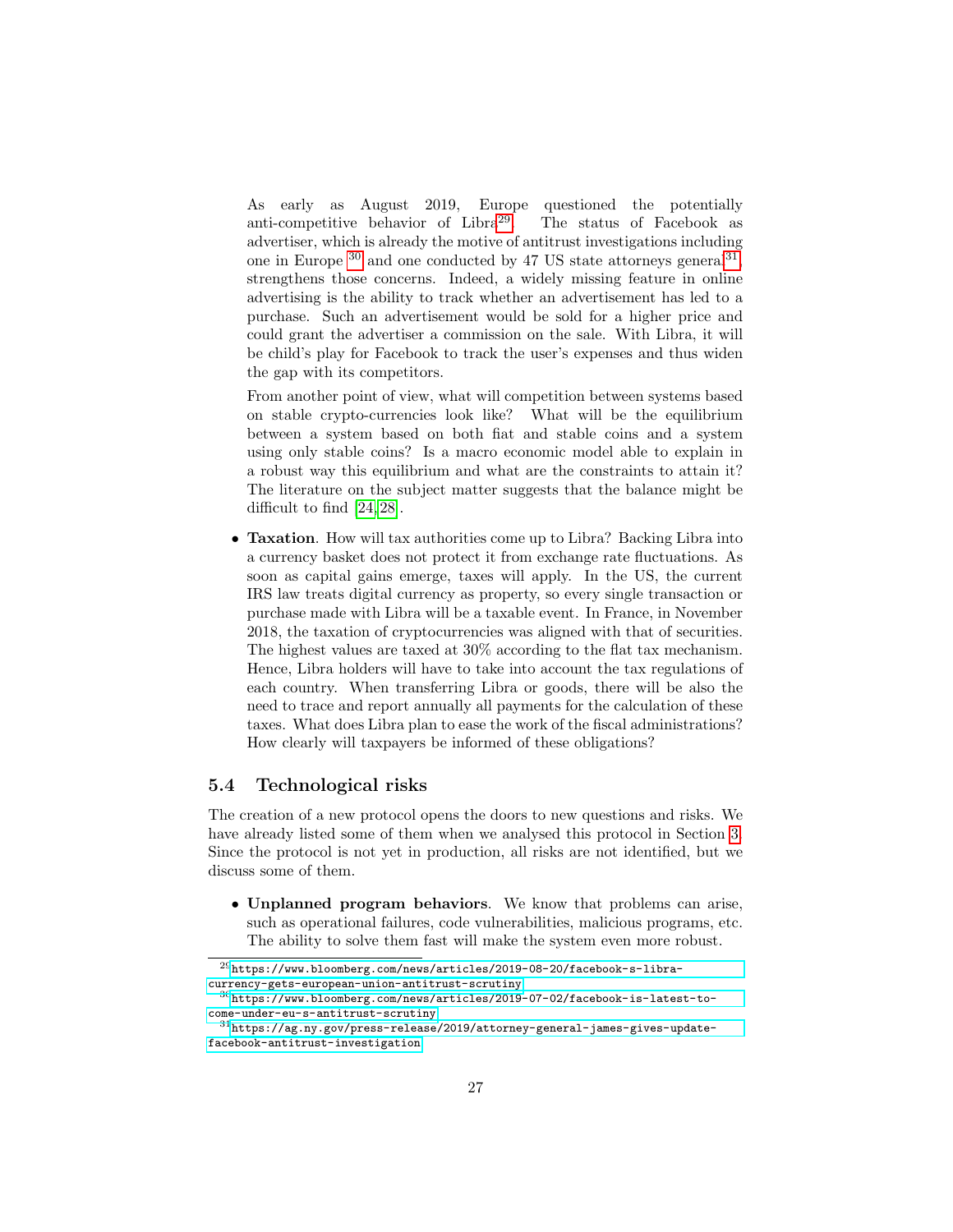As early as August 2019, Europe questioned the potentially anti-competitive behavior of Libra[29]. The status of Facebook as advertiser, which is already the motive of antitrust investigations including one in Europe [30] and one conducted by 47 US state attorneys general[31], strengthens those concerns. Indeed, a widely missing feature in online advertising is the ability to track whether an advertisement has led to a purchase. Such an advertisement would be sold for a higher price and could grant the advertiser a commission on the sale. With Libra, it will be child's play for Facebook to track the user's expenses and thus widen the gap with its competitors.

From another point of view, what will competition between systems based on stable crypto-currencies look like? What will be the equilibrium between a system based on both fiat and stable coins and a system using only stable coins? Is a macro economic model able to explain in a robust way this equilibrium and what are the constraints to attain it? The literature on the subject matter suggests that the balance might be difficult to find [24, 28].

- **Taxation**. How will tax authorities come up to Libra? Backing Libra into a currency basket does not protect it from exchange rate fluctuations. As soon as capital gains emerge, taxes will apply. In the US, the current IRS law treats digital currency as property, so every single transaction or purchase made with Libra will be a taxable event. In France, in November 2018, the taxation of cryptocurrencies was aligned with that of securities. The highest values are taxed at 30% according to the flat tax mechanism. Hence, Libra holders will have to take into account the tax regulations of each country. When transferring Libra or goods, there will be also the need to trace and report annually all payments for the calculation of these taxes. What does Libra plan to ease the work of the fiscal administrations? How clearly will taxpayers be informed of these obligations?

### 5.4 Technological risks

The creation of a new protocol opens the doors to new questions and risks. We have already listed some of them when we analysed this protocol in Section 3. Since the protocol is not yet in production, all risks are not identified, but we discuss some of them.

- **Unplanned program behaviors**. We know that problems can arise, such as operational failures, code vulnerabilities, malicious programs, etc. The ability to solve them fast will make the system even more robust.

---

[29] https://www.bloomberg.com/news/articles/2019-08-20/facebook-s-libra-currency-gets-european-union-antitrust-scrutiny

[30] https://www.bloomberg.com/news/articles/2019-07-02/facebook-is-latest-to-come-under-eu-s-antitrust-scrutiny

[31] https://ag.ny.gov/press-release/2019/attorney-general-james-gives-update-facebook-antitrust-investigation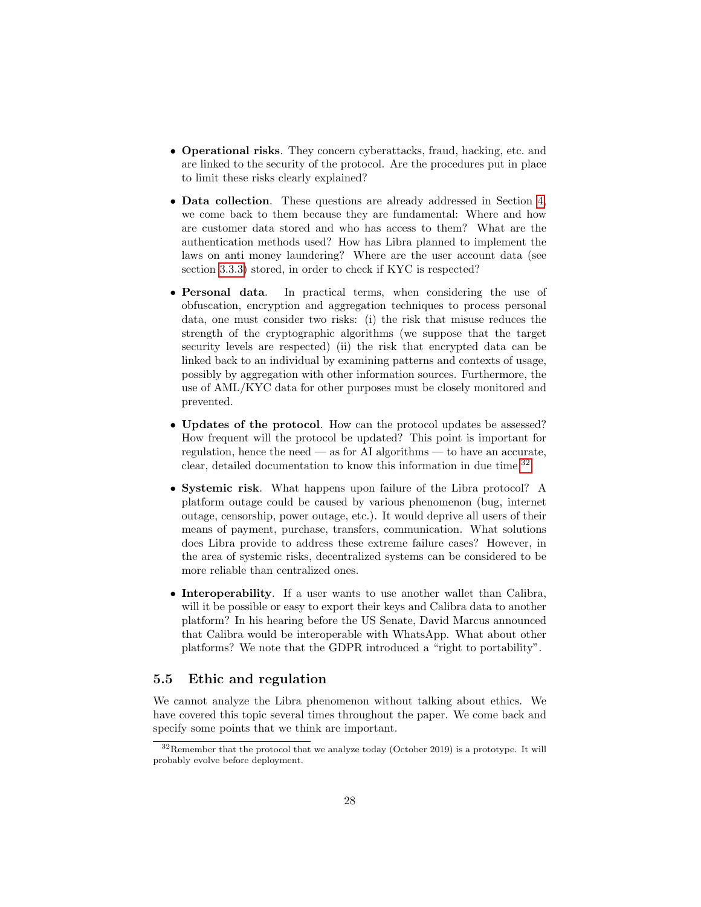- **Operational risks**. They concern cyberattacks, fraud, hacking, etc. and are linked to the security of the protocol. Are the procedures put in place to limit these risks clearly explained?

- **Data collection**. These questions are already addressed in Section 4, we come back to them because they are fundamental: Where and how are customer data stored and who has access to them? What are the authentication methods used? How has Libra planned to implement the laws on anti money laundering? Where are the user account data (see section 3.3.3) stored, in order to check if KYC is respected?

- **Personal data**. In practical terms, when considering the use of obfuscation, encryption and aggregation techniques to process personal data, one must consider two risks: (i) the risk that misuse reduces the strength of the cryptographic algorithms (we suppose that the target security levels are respected) (ii) the risk that encrypted data can be linked back to an individual by examining patterns and contexts of usage, possibly by aggregation with other information sources. Furthermore, the use of AML/KYC data for other purposes must be closely monitored and prevented.

- **Updates of the protocol**. How can the protocol updates be assessed? How frequent will the protocol be updated? This point is important for regulation, hence the need — as for AI algorithms — to have an accurate, clear, detailed documentation to know this information in due time.[32]

- **Systemic risk**. What happens upon failure of the Libra protocol? A platform outage could be caused by various phenomenon (bug, internet outage, censorship, power outage, etc.). It would deprive all users of their means of payment, purchase, transfers, communication. What solutions does Libra provide to address these extreme failure cases? However, in the area of systemic risks, decentralized systems can be considered to be more reliable than centralized ones.

- **Interoperability**. If a user wants to use another wallet than Calibra, will it be possible or easy to export their keys and Calibra data to another platform? In his hearing before the US Senate, David Marcus announced that Calibra would be interoperable with WhatsApp. What about other platforms? We note that the GDPR introduced a "right to portability".

## 5.5 Ethic and regulation

We cannot analyze the Libra phenomenon without talking about ethics. We have covered this topic several times throughout the paper. We come back and specify some points that we think are important.

[32] Remember that the protocol that we analyze today (October 2019) is a prototype. It will probably evolve before deployment.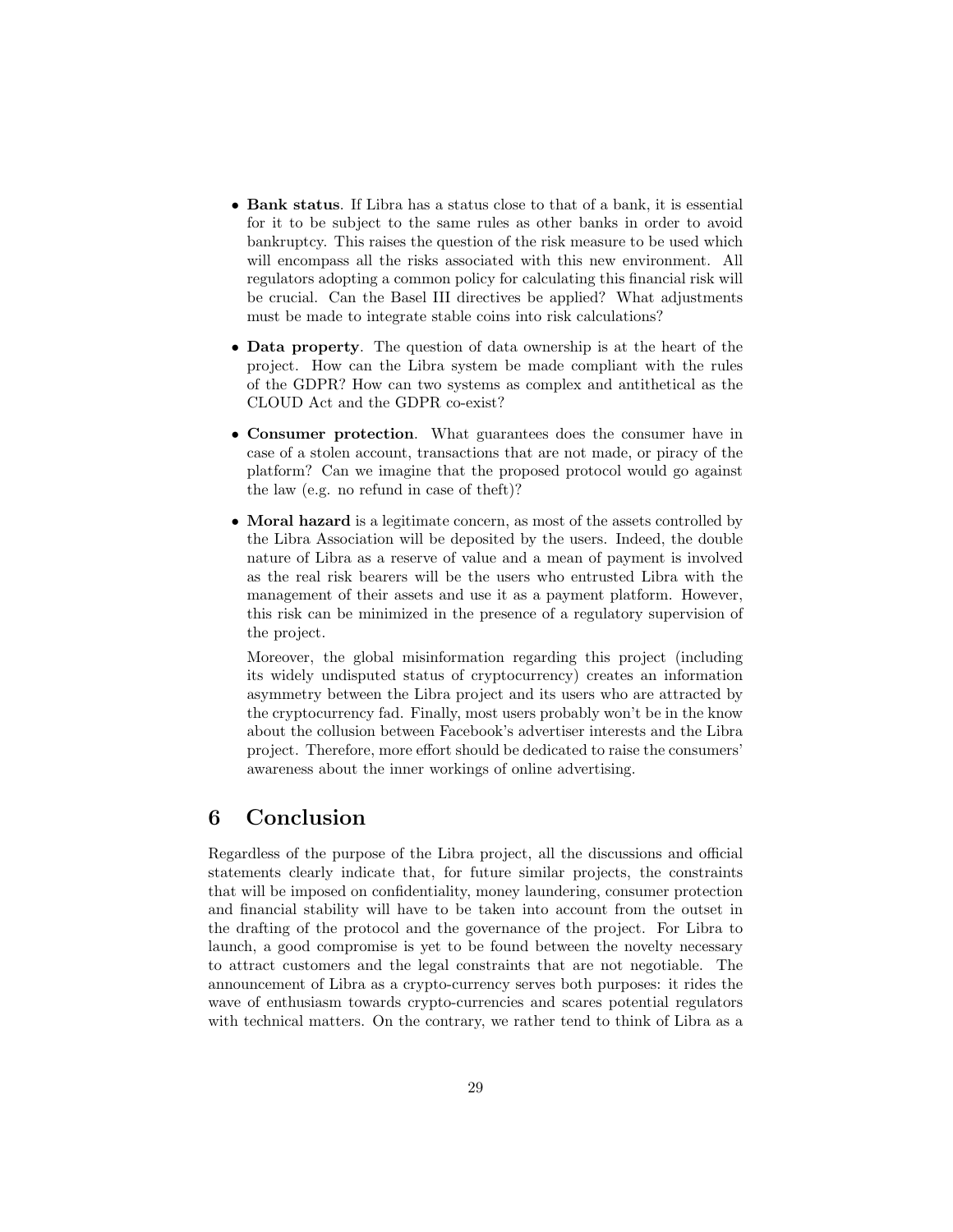- **Bank status**. If Libra has a status close to that of a bank, it is essential for it to be subject to the same rules as other banks in order to avoid bankruptcy. This raises the question of the risk measure to be used which will encompass all the risks associated with this new environment. All regulators adopting a common policy for calculating this financial risk will be crucial. Can the Basel III directives be applied? What adjustments must be made to integrate stable coins into risk calculations?

- **Data property**. The question of data ownership is at the heart of the project. How can the Libra system be made compliant with the rules of the GDPR? How can two systems as complex and antithetical as the CLOUD Act and the GDPR co-exist?

- **Consumer protection**. What guarantees does the consumer have in case of a stolen account, transactions that are not made, or piracy of the platform? Can we imagine that the proposed protocol would go against the law (e.g. no refund in case of theft)?

- **Moral hazard** is a legitimate concern, as most of the assets controlled by the Libra Association will be deposited by the users. Indeed, the double nature of Libra as a reserve of value and a mean of payment is involved as the real risk bearers will be the users who entrusted Libra with the management of their assets and use it as a payment platform. However, this risk can be minimized in the presence of a regulatory supervision of the project.

  Moreover, the global misinformation regarding this project (including its widely undisputed status of cryptocurrency) creates an information asymmetry between the Libra project and its users who are attracted by the cryptocurrency fad. Finally, most users probably won't be in the know about the collusion between Facebook's advertiser interests and the Libra project. Therefore, more effort should be dedicated to raise the consumers' awareness about the inner workings of online advertising.

# 6 Conclusion

Regardless of the purpose of the Libra project, all the discussions and official statements clearly indicate that, for future similar projects, the constraints that will be imposed on confidentiality, money laundering, consumer protection and financial stability will have to be taken into account from the outset in the drafting of the protocol and the governance of the project. For Libra to launch, a good compromise is yet to be found between the novelty necessary to attract customers and the legal constraints that are not negotiable. The announcement of Libra as a crypto-currency serves both purposes: it rides the wave of enthusiasm towards crypto-currencies and scares potential regulators with technical matters. On the contrary, we rather tend to think of Libra as a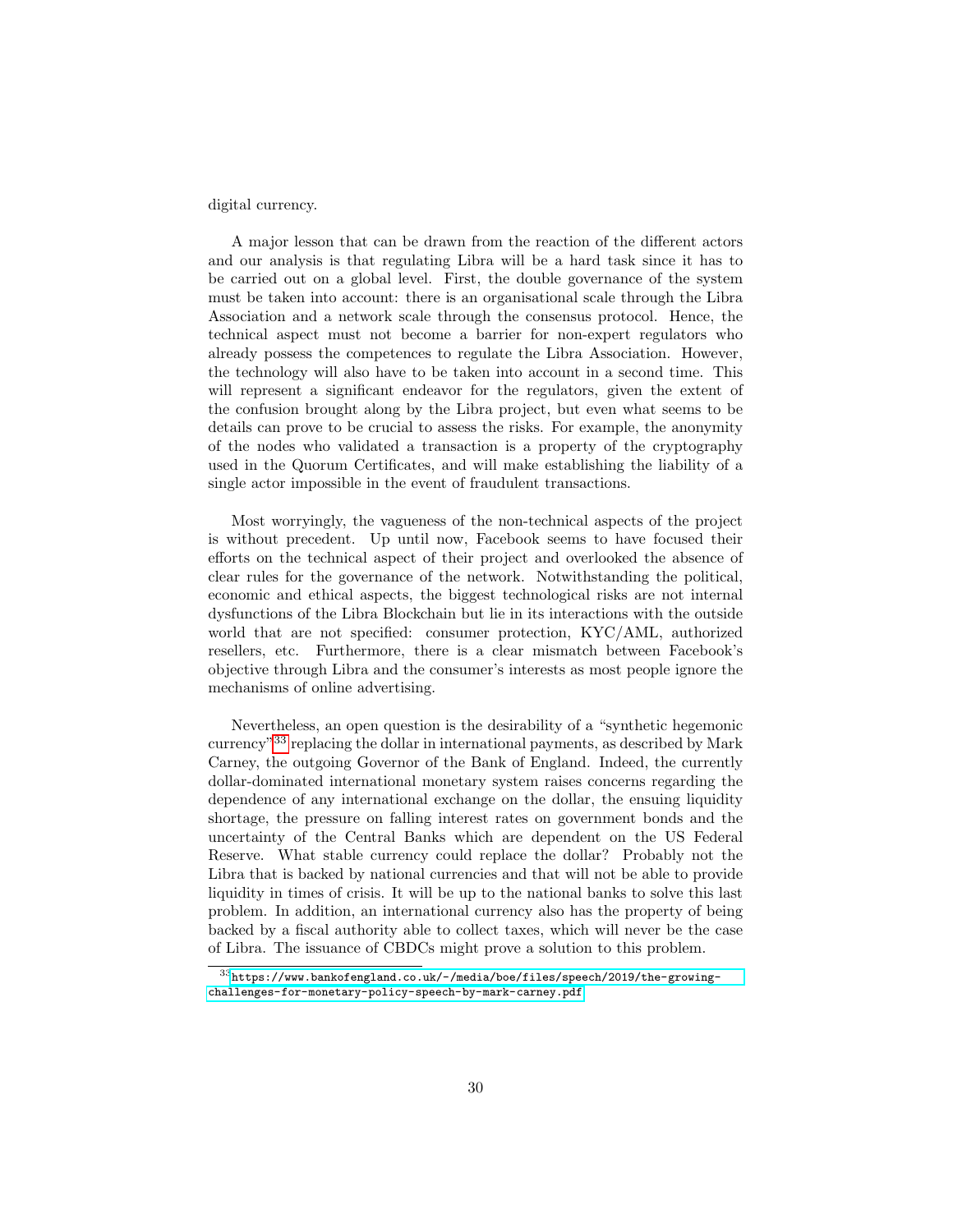digital currency.

A major lesson that can be drawn from the reaction of the different actors and our analysis is that regulating Libra will be a hard task since it has to be carried out on a global level. First, the double governance of the system must be taken into account: there is an organisational scale through the Libra Association and a network scale through the consensus protocol. Hence, the technical aspect must not become a barrier for non-expert regulators who already possess the competences to regulate the Libra Association. However, the technology will also have to be taken into account in a second time. This will represent a significant endeavor for the regulators, given the extent of the confusion brought along by the Libra project, but even what seems to be details can prove to be crucial to assess the risks. For example, the anonymity of the nodes who validated a transaction is a property of the cryptography used in the Quorum Certificates, and will make establishing the liability of a single actor impossible in the event of fraudulent transactions.

Most worryingly, the vagueness of the non-technical aspects of the project is without precedent. Up until now, Facebook seems to have focused their efforts on the technical aspect of their project and overlooked the absence of clear rules for the governance of the network. Notwithstanding the political, economic and ethical aspects, the biggest technological risks are not internal dysfunctions of the Libra Blockchain but lie in its interactions with the outside world that are not specified: consumer protection, KYC/AML, authorized resellers, etc. Furthermore, there is a clear mismatch between Facebook's objective through Libra and the consumer's interests as most people ignore the mechanisms of online advertising.

Nevertheless, an open question is the desirability of a "synthetic hegemonic currency"[33] replacing the dollar in international payments, as described by Mark Carney, the outgoing Governor of the Bank of England. Indeed, the currently dollar-dominated international monetary system raises concerns regarding the dependence of any international exchange on the dollar, the ensuing liquidity shortage, the pressure on falling interest rates on government bonds and the uncertainty of the Central Banks which are dependent on the US Federal Reserve. What stable currency could replace the dollar? Probably not the Libra that is backed by national currencies and that will not be able to provide liquidity in times of crisis. It will be up to the national banks to solve this last problem. In addition, an international currency also has the property of being backed by a fiscal authority able to collect taxes, which will never be the case of Libra. The issuance of CBDCs might prove a solution to this problem.

[33] https://www.bankofengland.co.uk/-/media/boe/files/speech/2019/the-growing-challenges-for-monetary-policy-speech-by-mark-carney.pdf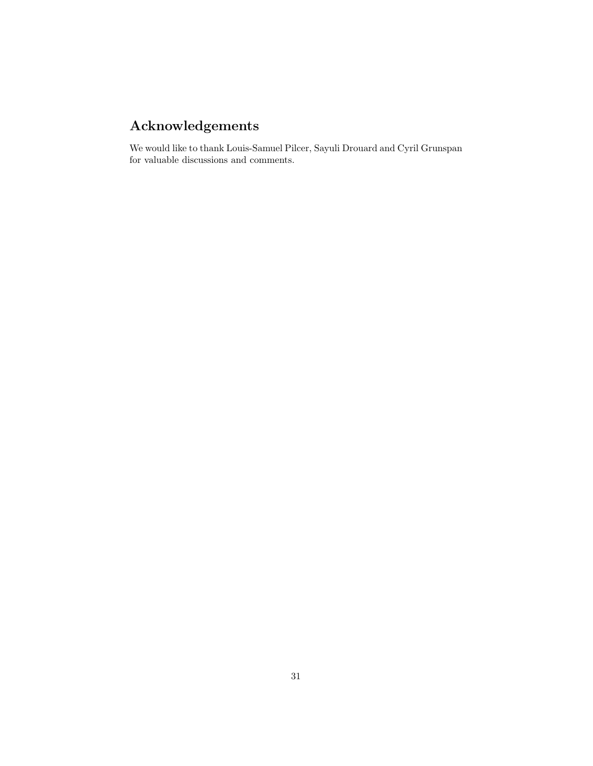## Acknowledgements

We would like to thank Louis-Samuel Pilcer, Sayuli Drouard and Cyril Grunspan for valuable discussions and comments.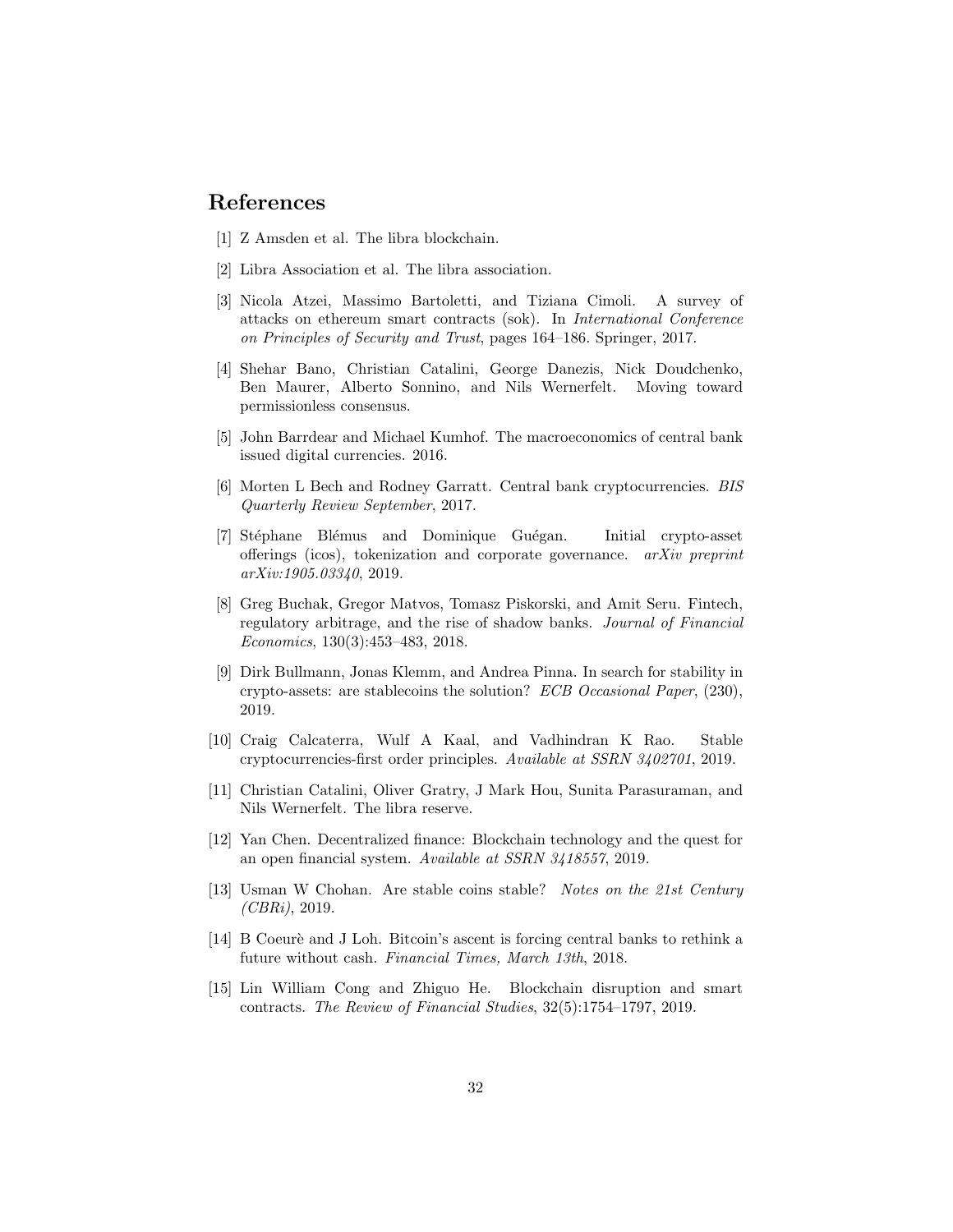## References

[1] Z Amsden et al. The libra blockchain.

[2] Libra Association et al. The libra association.

[3] Nicola Atzei, Massimo Bartoletti, and Tiziana Cimoli. A survey of attacks on ethereum smart contracts (sok). In *International Conference on Principles of Security and Trust*, pages 164–186. Springer, 2017.

[4] Shehar Bano, Christian Catalini, George Danezis, Nick Doudchenko, Ben Maurer, Alberto Sonnino, and Nils Wernerfelt. Moving toward permissionless consensus.

[5] John Barrdear and Michael Kumhof. The macroeconomics of central bank issued digital currencies. 2016.

[6] Morten L Bech and Rodney Garratt. Central bank cryptocurrencies. *BIS Quarterly Review September*, 2017.

[7] Stéphane Blémus and Dominique Guégan. Initial crypto-asset offerings (icos), tokenization and corporate governance. *arXiv preprint arXiv:1905.03340*, 2019.

[8] Greg Buchak, Gregor Matvos, Tomasz Piskorski, and Amit Seru. Fintech, regulatory arbitrage, and the rise of shadow banks. *Journal of Financial Economics*, 130(3):453–483, 2018.

[9] Dirk Bullmann, Jonas Klemm, and Andrea Pinna. In search for stability in crypto-assets: are stablecoins the solution? *ECB Occasional Paper*, (230), 2019.

[10] Craig Calcaterra, Wulf A Kaal, and Vadhindran K Rao. Stable cryptocurrencies-first order principles. *Available at SSRN 3402701*, 2019.

[11] Christian Catalini, Oliver Gratry, J Mark Hou, Sunita Parasuraman, and Nils Wernerfelt. The libra reserve.

[12] Yan Chen. Decentralized finance: Blockchain technology and the quest for an open financial system. *Available at SSRN 3418557*, 2019.

[13] Usman W Chohan. Are stable coins stable? *Notes on the 21st Century (CBRi)*, 2019.

[14] B Coeurè and J Loh. Bitcoin's ascent is forcing central banks to rethink a future without cash. *Financial Times, March 13th*, 2018.

[15] Lin William Cong and Zhiguo He. Blockchain disruption and smart contracts. *The Review of Financial Studies*, 32(5):1754–1797, 2019.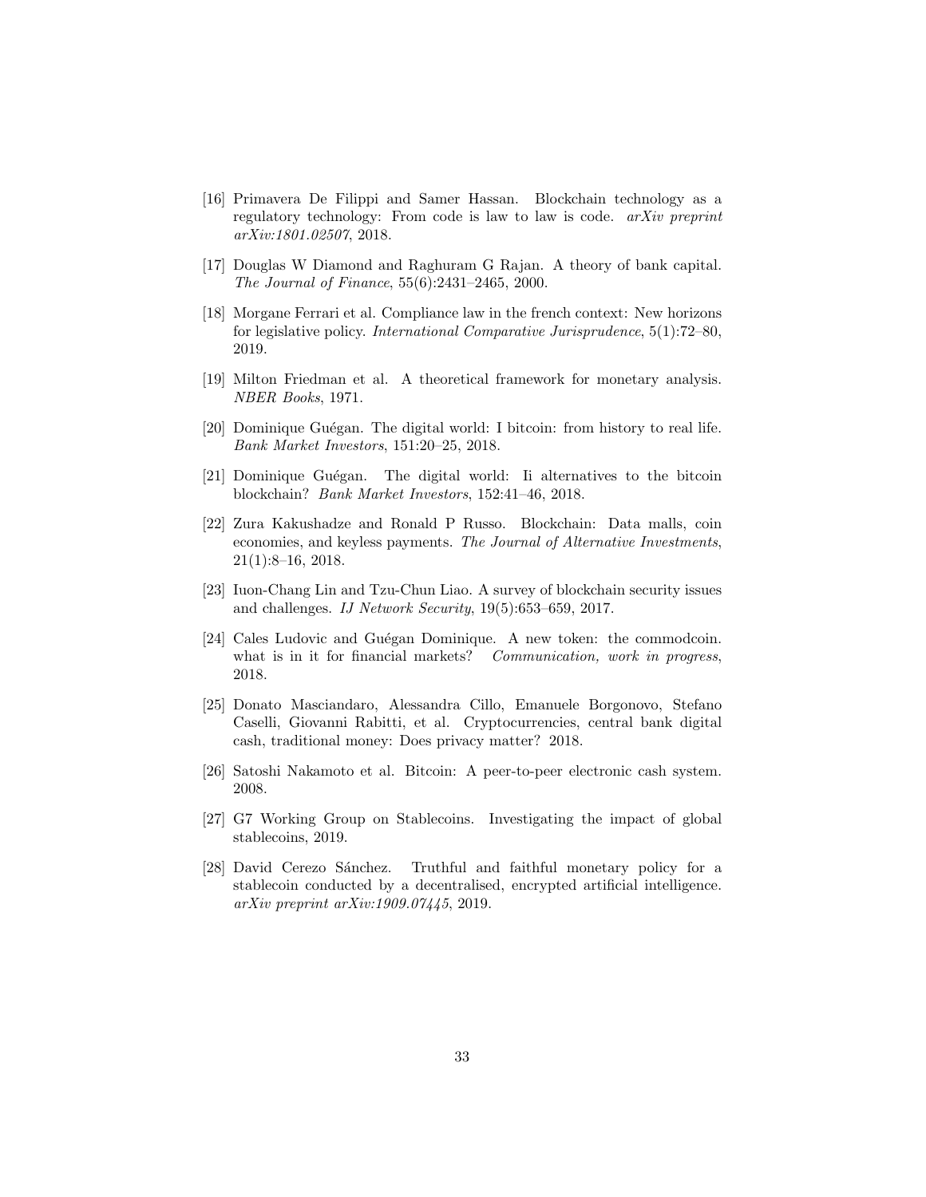[16] Primavera De Filippi and Samer Hassan. Blockchain technology as a regulatory technology: From code is law to law is code. *arXiv preprint arXiv:1801.02507*, 2018.

[17] Douglas W Diamond and Raghuram G Rajan. A theory of bank capital. *The Journal of Finance*, 55(6):2431–2465, 2000.

[18] Morgane Ferrari et al. Compliance law in the french context: New horizons for legislative policy. *International Comparative Jurisprudence*, 5(1):72–80, 2019.

[19] Milton Friedman et al. A theoretical framework for monetary analysis. *NBER Books*, 1971.

[20] Dominique Guégan. The digital world: I bitcoin: from history to real life. *Bank Market Investors*, 151:20–25, 2018.

[21] Dominique Guégan. The digital world: Ii alternatives to the bitcoin blockchain? *Bank Market Investors*, 152:41–46, 2018.

[22] Zura Kakushadze and Ronald P Russo. Blockchain: Data malls, coin economies, and keyless payments. *The Journal of Alternative Investments*, 21(1):8–16, 2018.

[23] Iuon-Chang Lin and Tzu-Chun Liao. A survey of blockchain security issues and challenges. *IJ Network Security*, 19(5):653–659, 2017.

[24] Cales Ludovic and Guégan Dominique. A new token: the commodcoin. what is in it for financial markets? *Communication, work in progress*, 2018.

[25] Donato Masciandaro, Alessandra Cillo, Emanuele Borgonovo, Stefano Caselli, Giovanni Rabitti, et al. Cryptocurrencies, central bank digital cash, traditional money: Does privacy matter? 2018.

[26] Satoshi Nakamoto et al. Bitcoin: A peer-to-peer electronic cash system. 2008.

[27] G7 Working Group on Stablecoins. Investigating the impact of global stablecoins, 2019.

[28] David Cerezo Sánchez. Truthful and faithful monetary policy for a stablecoin conducted by a decentralised, encrypted artificial intelligence. *arXiv preprint arXiv:1909.07445*, 2019.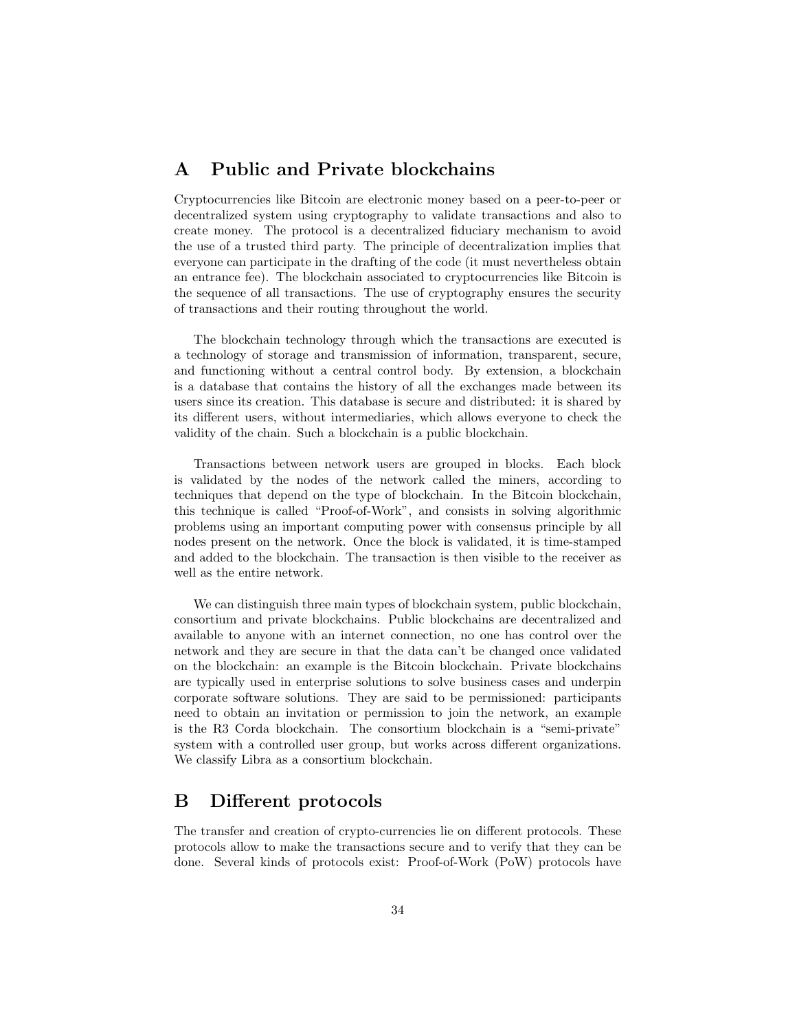# A Public and Private blockchains

Cryptocurrencies like Bitcoin are electronic money based on a peer-to-peer or decentralized system using cryptography to validate transactions and also to create money. The protocol is a decentralized fiduciary mechanism to avoid the use of a trusted third party. The principle of decentralization implies that everyone can participate in the drafting of the code (it must nevertheless obtain an entrance fee). The blockchain associated to cryptocurrencies like Bitcoin is the sequence of all transactions. The use of cryptography ensures the security of transactions and their routing throughout the world.

The blockchain technology through which the transactions are executed is a technology of storage and transmission of information, transparent, secure, and functioning without a central control body. By extension, a blockchain is a database that contains the history of all the exchanges made between its users since its creation. This database is secure and distributed: it is shared by its different users, without intermediaries, which allows everyone to check the validity of the chain. Such a blockchain is a public blockchain.

Transactions between network users are grouped in blocks. Each block is validated by the nodes of the network called the miners, according to techniques that depend on the type of blockchain. In the Bitcoin blockchain, this technique is called "Proof-of-Work", and consists in solving algorithmic problems using an important computing power with consensus principle by all nodes present on the network. Once the block is validated, it is time-stamped and added to the blockchain. The transaction is then visible to the receiver as well as the entire network.

We can distinguish three main types of blockchain system, public blockchain, consortium and private blockchains. Public blockchains are decentralized and available to anyone with an internet connection, no one has control over the network and they are secure in that the data can't be changed once validated on the blockchain: an example is the Bitcoin blockchain. Private blockchains are typically used in enterprise solutions to solve business cases and underpin corporate software solutions. They are said to be permissioned: participants need to obtain an invitation or permission to join the network, an example is the R3 Corda blockchain. The consortium blockchain is a "semi-private" system with a controlled user group, but works across different organizations. We classify Libra as a consortium blockchain.

# B Different protocols

The transfer and creation of crypto-currencies lie on different protocols. These protocols allow to make the transactions secure and to verify that they can be done. Several kinds of protocols exist: Proof-of-Work (PoW) protocols have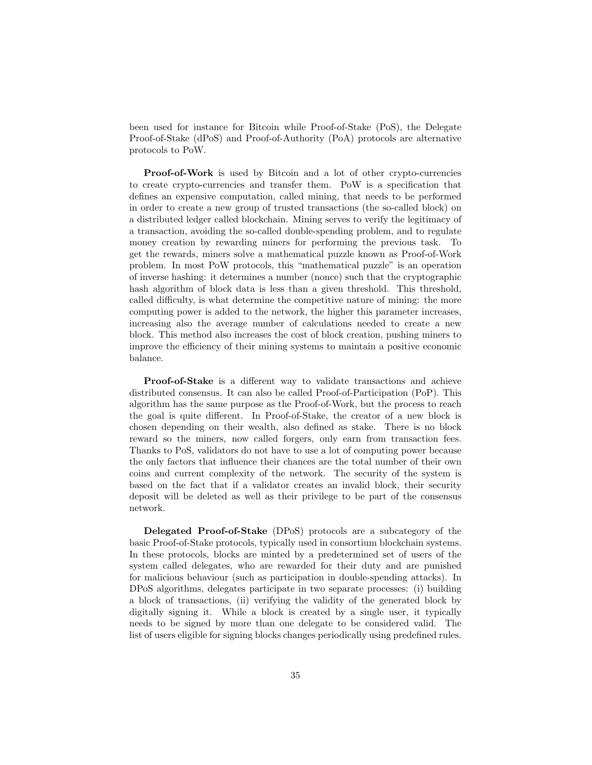been used for instance for Bitcoin while Proof-of-Stake (PoS), the Delegate Proof-of-Stake (dPoS) and Proof-of-Authority (PoA) protocols are alternative protocols to PoW.

**Proof-of-Work** is used by Bitcoin and a lot of other crypto-currencies to create crypto-currencies and transfer them. PoW is a specification that defines an expensive computation, called mining, that needs to be performed in order to create a new group of trusted transactions (the so-called block) on a distributed ledger called blockchain. Mining serves to verify the legitimacy of a transaction, avoiding the so-called double-spending problem, and to regulate money creation by rewarding miners for performing the previous task. To get the rewards, miners solve a mathematical puzzle known as Proof-of-Work problem. In most PoW protocols, this "mathematical puzzle" is an operation of inverse hashing: it determines a number (nonce) such that the cryptographic hash algorithm of block data is less than a given threshold. This threshold, called difficulty, is what determine the competitive nature of mining: the more computing power is added to the network, the higher this parameter increases, increasing also the average number of calculations needed to create a new block. This method also increases the cost of block creation, pushing miners to improve the efficiency of their mining systems to maintain a positive economic balance.

**Proof-of-Stake** is a different way to validate transactions and achieve distributed consensus. It can also be called Proof-of-Participation (PoP). This algorithm has the same purpose as the Proof-of-Work, but the process to reach the goal is quite different. In Proof-of-Stake, the creator of a new block is chosen depending on their wealth, also defined as stake. There is no block reward so the miners, now called forgers, only earn from transaction fees. Thanks to PoS, validators do not have to use a lot of computing power because the only factors that influence their chances are the total number of their own coins and current complexity of the network. The security of the system is based on the fact that if a validator creates an invalid block, their security deposit will be deleted as well as their privilege to be part of the consensus network.

**Delegated Proof-of-Stake** (DPoS) protocols are a subcategory of the basic Proof-of-Stake protocols, typically used in consortium blockchain systems. In these protocols, blocks are minted by a predetermined set of users of the system called delegates, who are rewarded for their duty and are punished for malicious behaviour (such as participation in double-spending attacks). In DPoS algorithms, delegates participate in two separate processes: (i) building a block of transactions, (ii) verifying the validity of the generated block by digitally signing it. While a block is created by a single user, it typically needs to be signed by more than one delegate to be considered valid. The list of users eligible for signing blocks changes periodically using predefined rules.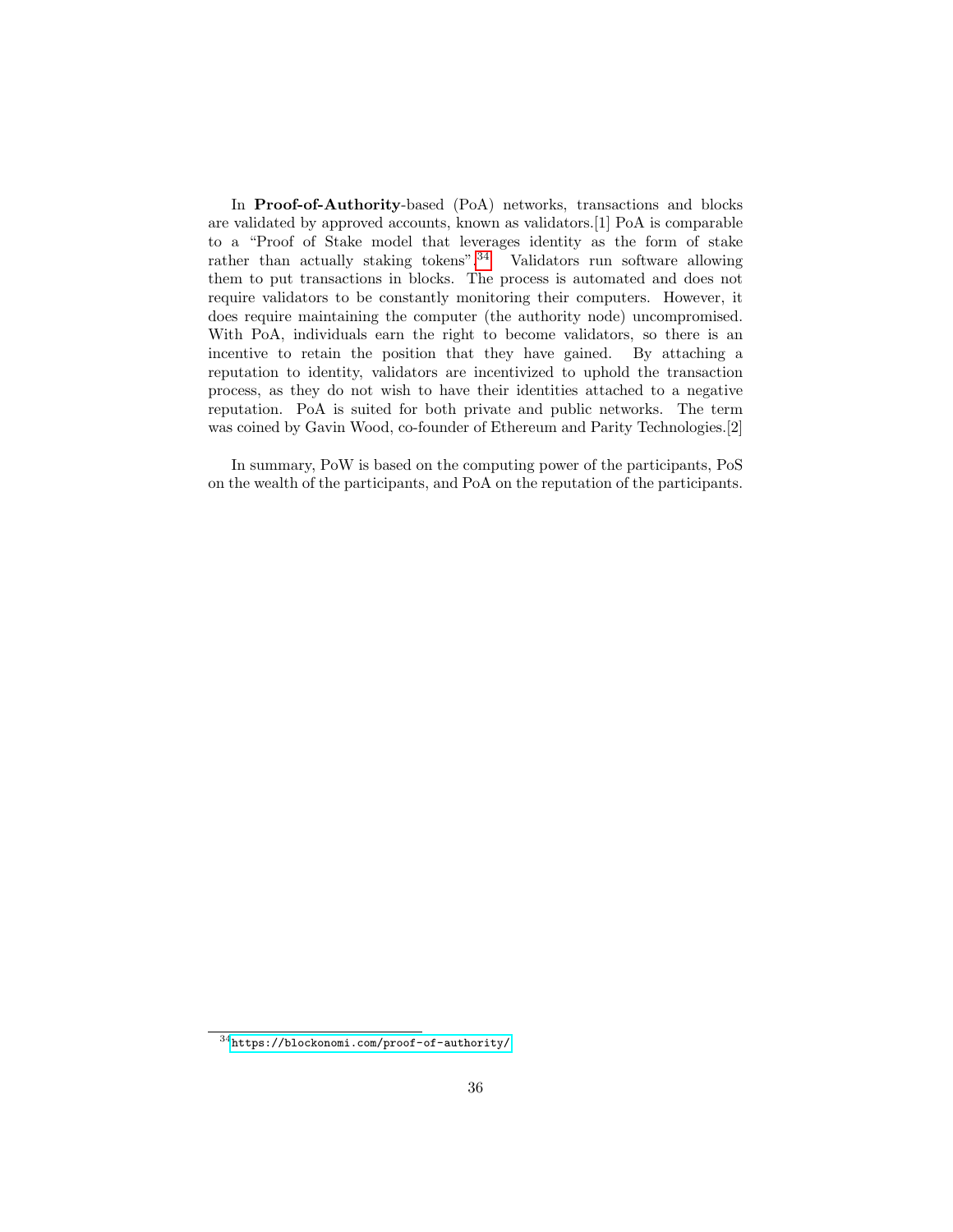In **Proof-of-Authority**-based (PoA) networks, transactions and blocks are validated by approved accounts, known as validators.[1] PoA is comparable to a "Proof of Stake model that leverages identity as the form of stake rather than actually staking tokens".[34] Validators run software allowing them to put transactions in blocks. The process is automated and does not require validators to be constantly monitoring their computers. However, it does require maintaining the computer (the authority node) uncompromised. With PoA, individuals earn the right to become validators, so there is an incentive to retain the position that they have gained. By attaching a reputation to identity, validators are incentivized to uphold the transaction process, as they do not wish to have their identities attached to a negative reputation. PoA is suited for both private and public networks. The term was coined by Gavin Wood, co-founder of Ethereum and Parity Technologies.[2]

In summary, PoW is based on the computing power of the participants, PoS on the wealth of the participants, and PoA on the reputation of the participants.

[34] https://blockonomi.com/proof-of-authority/